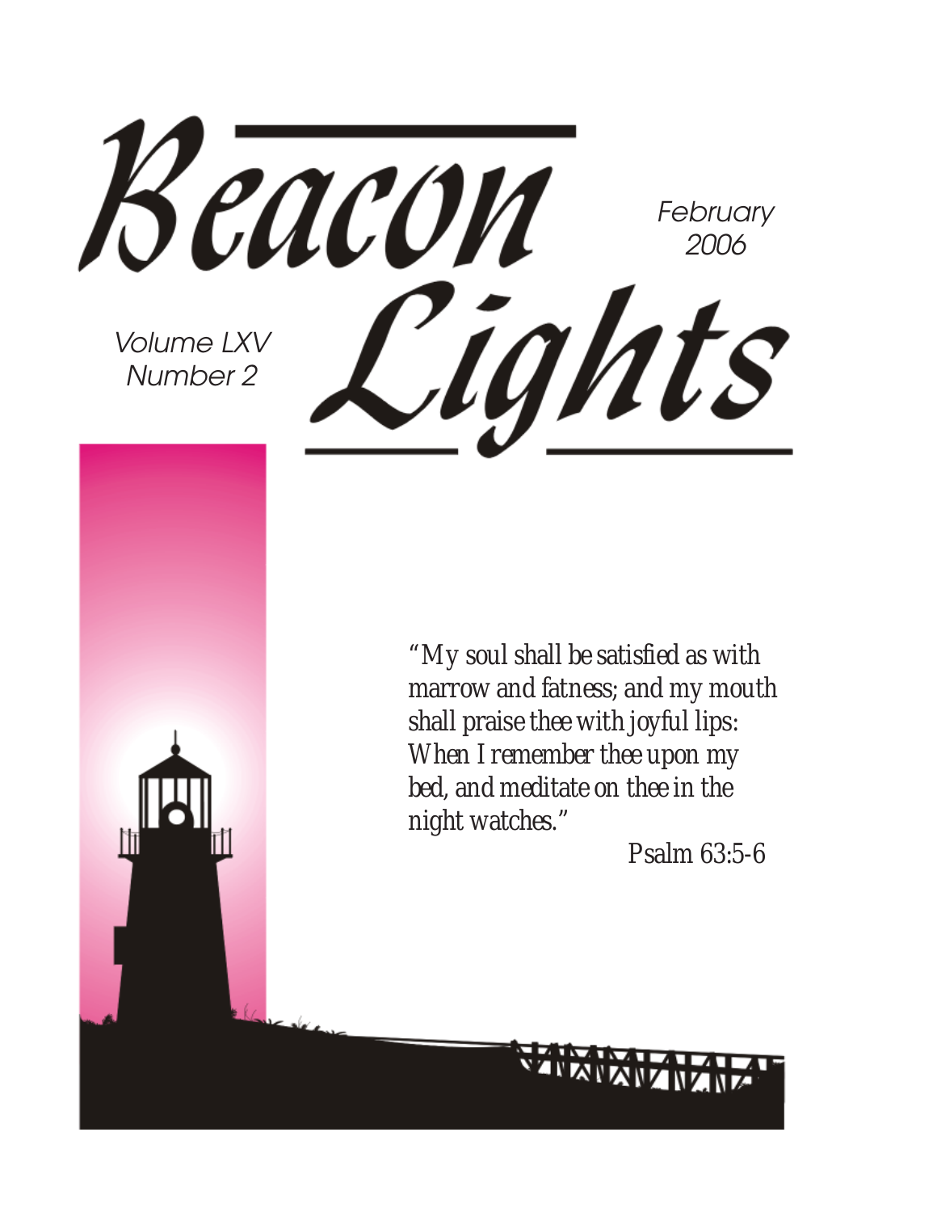# Beacon Lights

February 2006

Volume LXV
Number 2

*"My soul shall be satisfied as with marrow and fatness; and my mouth shall praise thee with joyful lips: When I remember thee upon my bed, and meditate on thee in the night watches."*

Psalm 63:5-6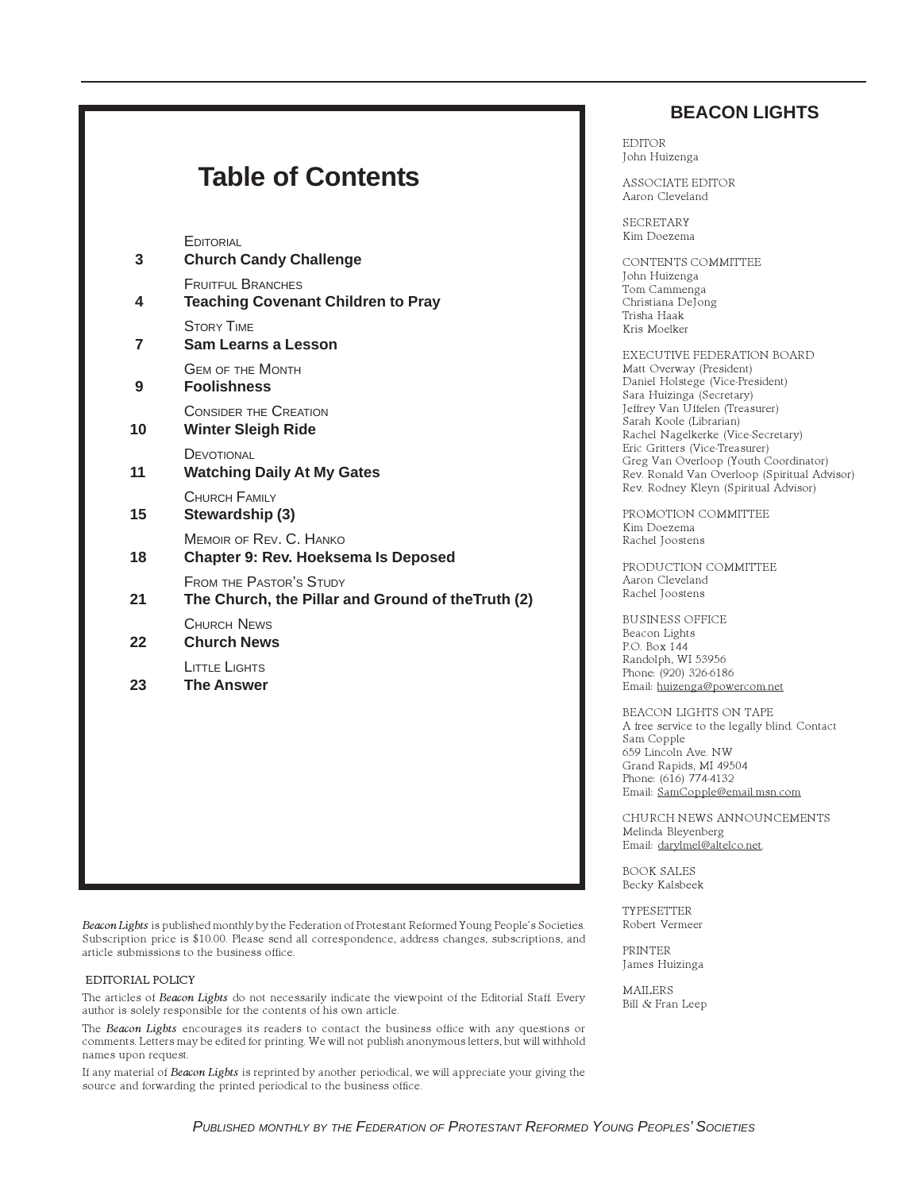# Table of Contents

| | |
|---|---|
| | Editorial |
| 3 | **Church Candy Challenge** |
| | Fruitful Branches |
| 4 | **Teaching Covenant Children to Pray** |
| | Story Time |
| 7 | **Sam Learns a Lesson** |
| | Gem of the Month |
| 9 | **Foolishness** |
| | Consider the Creation |
| 10 | **Winter Sleigh Ride** |
| | Devotional |
| 11 | **Watching Daily At My Gates** |
| | Church Family |
| 15 | **Stewardship (3)** |
| | Memoir of Rev. C. Hanko |
| 18 | **Chapter 9: Rev. Hoeksema Is Deposed** |
| | From the Pastor's Study |
| 21 | **The Church, the Pillar and Ground of theTruth (2)** |
| | Church News |
| 22 | **Church News** |
| | Little Lights |
| 23 | **The Answer** |

*Beacon Lights* is published monthly by the Federation of Protestant Reformed Young People's Societies. Subscription price is $10.00. Please send all correspondence, address changes, subscriptions, and article submissions to the business office.

EDITORIAL POLICY

The articles of *Beacon Lights* do not necessarily indicate the viewpoint of the Editorial Staff. Every author is solely responsible for the contents of his own article.

The *Beacon Lights* encourages its readers to contact the business office with any questions or comments. Letters may be edited for printing. We will not publish anonymous letters, but will withhold names upon request.

If any material of *Beacon Lights* is reprinted by another periodical, we will appreciate your giving the source and forwarding the printed periodical to the business office.

## BEACON LIGHTS

EDITOR
John Huizenga

ASSOCIATE EDITOR
Aaron Cleveland

SECRETARY
Kim Doezema

CONTENTS COMMITTEE
John Huizenga
Tom Cammenga
Christiana DeJong
Trisha Haak
Kris Moelker

EXECUTIVE FEDERATION BOARD
Matt Overway (President)
Daniel Holstege (Vice-President)
Sara Huizinga (Secretary)
Jeffrey Van Uffelen (Treasurer)
Sarah Koole (Librarian)
Rachel Nagelkerke (Vice-Secretary)
Eric Gritters (Vice-Treasurer)
Greg Van Overloop (Youth Coordinator)
Rev. Ronald Van Overloop (Spiritual Advisor)
Rev. Rodney Kleyn (Spiritual Advisor)

PROMOTION COMMITTEE
Kim Doezema
Rachel Joostens

PRODUCTION COMMITTEE
Aaron Cleveland
Rachel Joostens

BUSINESS OFFICE
Beacon Lights
P.O. Box 144
Randolph, WI 53956
Phone: (920) 326-6186
Email: huizenga@powercom.net

BEACON LIGHTS ON TAPE
A free service to the legally blind. Contact
Sam Copple
659 Lincoln Ave. NW
Grand Rapids, MI 49504
Phone: (616) 774-4132
Email: SamCopple@email.msn.com

CHURCH NEWS ANNOUNCEMENTS
Melinda Bleyenberg
Email: darylmel@altelco.net.

BOOK SALES
Becky Kalsbeek

TYPESETTER
Robert Vermeer

PRINTER
James Huizinga

MAILERS
Bill & Fran Leep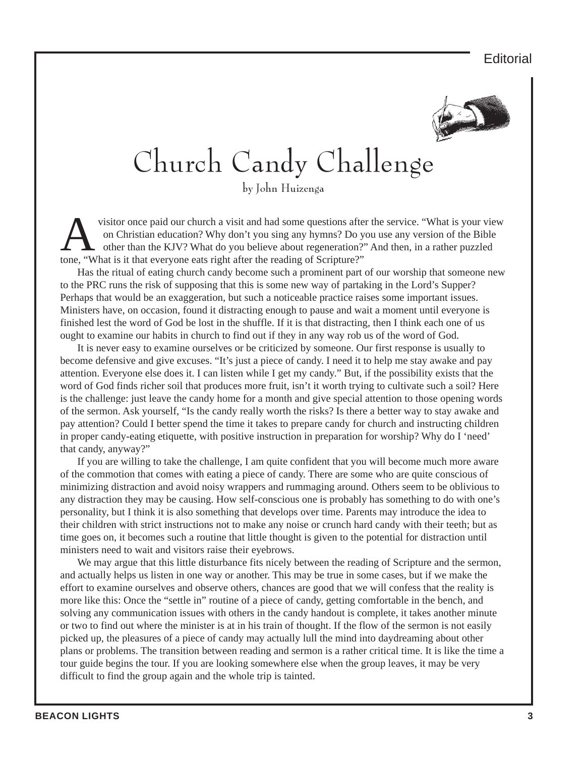# Church Candy Challenge

by John Huizenga

A visitor once paid our church a visit and had some questions after the service. "What is your view on Christian education? Why don't you sing any hymns? Do you use any version of the Bible other than the KJV? What do you believe about regeneration?" And then, in a rather puzzled tone, "What is it that everyone eats right after the reading of Scripture?"

Has the ritual of eating church candy become such a prominent part of our worship that someone new to the PRC runs the risk of supposing that this is some new way of partaking in the Lord's Supper? Perhaps that would be an exaggeration, but such a noticeable practice raises some important issues. Ministers have, on occasion, found it distracting enough to pause and wait a moment until everyone is finished lest the word of God be lost in the shuffle. If it is that distracting, then I think each one of us ought to examine our habits in church to find out if they in any way rob us of the word of God.

It is never easy to examine ourselves or be criticized by someone. Our first response is usually to become defensive and give excuses. "It's just a piece of candy. I need it to help me stay awake and pay attention. Everyone else does it. I can listen while I get my candy." But, if the possibility exists that the word of God finds richer soil that produces more fruit, isn't it worth trying to cultivate such a soil? Here is the challenge: just leave the candy home for a month and give special attention to those opening words of the sermon. Ask yourself, "Is the candy really worth the risks? Is there a better way to stay awake and pay attention? Could I better spend the time it takes to prepare candy for church and instructing children in proper candy-eating etiquette, with positive instruction in preparation for worship? Why do I 'need' that candy, anyway?"

If you are willing to take the challenge, I am quite confident that you will become much more aware of the commotion that comes with eating a piece of candy. There are some who are quite conscious of minimizing distraction and avoid noisy wrappers and rummaging around. Others seem to be oblivious to any distraction they may be causing. How self-conscious one is probably has something to do with one's personality, but I think it is also something that develops over time. Parents may introduce the idea to their children with strict instructions not to make any noise or crunch hard candy with their teeth; but as time goes on, it becomes such a routine that little thought is given to the potential for distraction until ministers need to wait and visitors raise their eyebrows.

We may argue that this little disturbance fits nicely between the reading of Scripture and the sermon, and actually helps us listen in one way or another. This may be true in some cases, but if we make the effort to examine ourselves and observe others, chances are good that we will confess that the reality is more like this: Once the "settle in" routine of a piece of candy, getting comfortable in the bench, and solving any communication issues with others in the candy handout is complete, it takes another minute or two to find out where the minister is at in his train of thought. If the flow of the sermon is not easily picked up, the pleasures of a piece of candy may actually lull the mind into daydreaming about other plans or problems. The transition between reading and sermon is a rather critical time. It is like the time a tour guide begins the tour. If you are looking somewhere else when the group leaves, it may be very difficult to find the group again and the whole trip is tainted.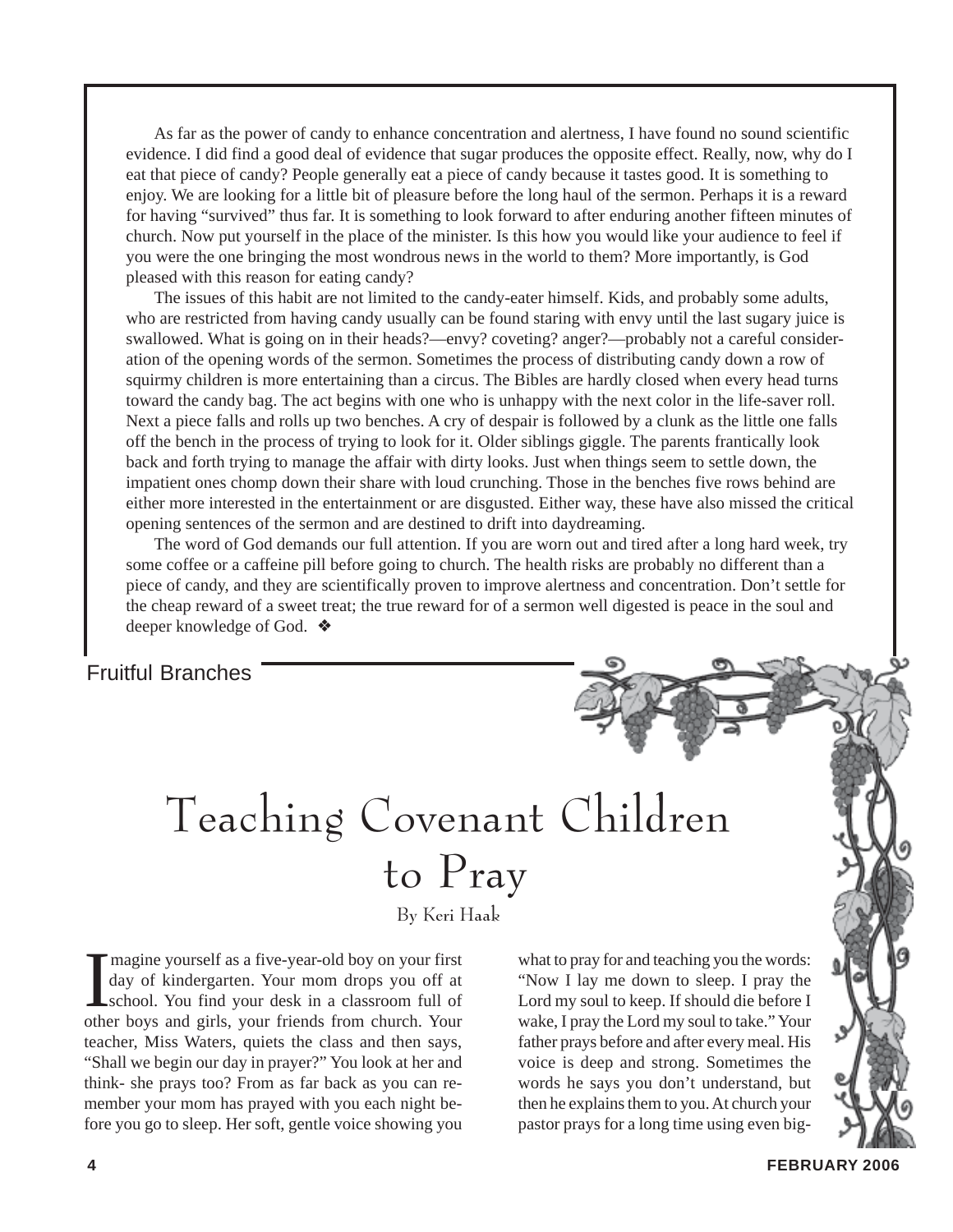As far as the power of candy to enhance concentration and alertness, I have found no sound scientific evidence. I did find a good deal of evidence that sugar produces the opposite effect. Really, now, why do I eat that piece of candy? People generally eat a piece of candy because it tastes good. It is something to enjoy. We are looking for a little bit of pleasure before the long haul of the sermon. Perhaps it is a reward for having "survived" thus far. It is something to look forward to after enduring another fifteen minutes of church. Now put yourself in the place of the minister. Is this how you would like your audience to feel if you were the one bringing the most wondrous news in the world to them? More importantly, is God pleased with this reason for eating candy?

The issues of this habit are not limited to the candy-eater himself. Kids, and probably some adults, who are restricted from having candy usually can be found staring with envy until the last sugary juice is swallowed. What is going on in their heads?—envy? coveting? anger?—probably not a careful consideration of the opening words of the sermon. Sometimes the process of distributing candy down a row of squirmy children is more entertaining than a circus. The Bibles are hardly closed when every head turns toward the candy bag. The act begins with one who is unhappy with the next color in the life-saver roll. Next a piece falls and rolls up two benches. A cry of despair is followed by a clunk as the little one falls off the bench in the process of trying to look for it. Older siblings giggle. The parents frantically look back and forth trying to manage the affair with dirty looks. Just when things seem to settle down, the impatient ones chomp down their share with loud crunching. Those in the benches five rows behind are either more interested in the entertainment or are disgusted. Either way, these have also missed the critical opening sentences of the sermon and are destined to drift into daydreaming.

The word of God demands our full attention. If you are worn out and tired after a long hard week, try some coffee or a caffeine pill before going to church. The health risks are probably no different than a piece of candy, and they are scientifically proven to improve alertness and concentration. Don't settle for the cheap reward of a sweet treat; the true reward for of a sermon well digested is peace in the soul and deeper knowledge of God. ❖

Fruitful Branches

# Teaching Covenant Children to Pray

By Keri Haak

Imagine yourself as a five-year-old boy on your first day of kindergarten. Your mom drops you off at school. You find your desk in a classroom full of other boys and girls, your friends from church. Your teacher, Miss Waters, quiets the class and then says, "Shall we begin our day in prayer?" You look at her and think- she prays too? From as far back as you can remember your mom has prayed with you each night before you go to sleep. Her soft, gentle voice showing you what to pray for and teaching you the words: "Now I lay me down to sleep. I pray the Lord my soul to keep. If should die before I wake, I pray the Lord my soul to take." Your father prays before and after every meal. His voice is deep and strong. Sometimes the words he says you don't understand, but then he explains them to you. At church your pastor prays for a long time using even big-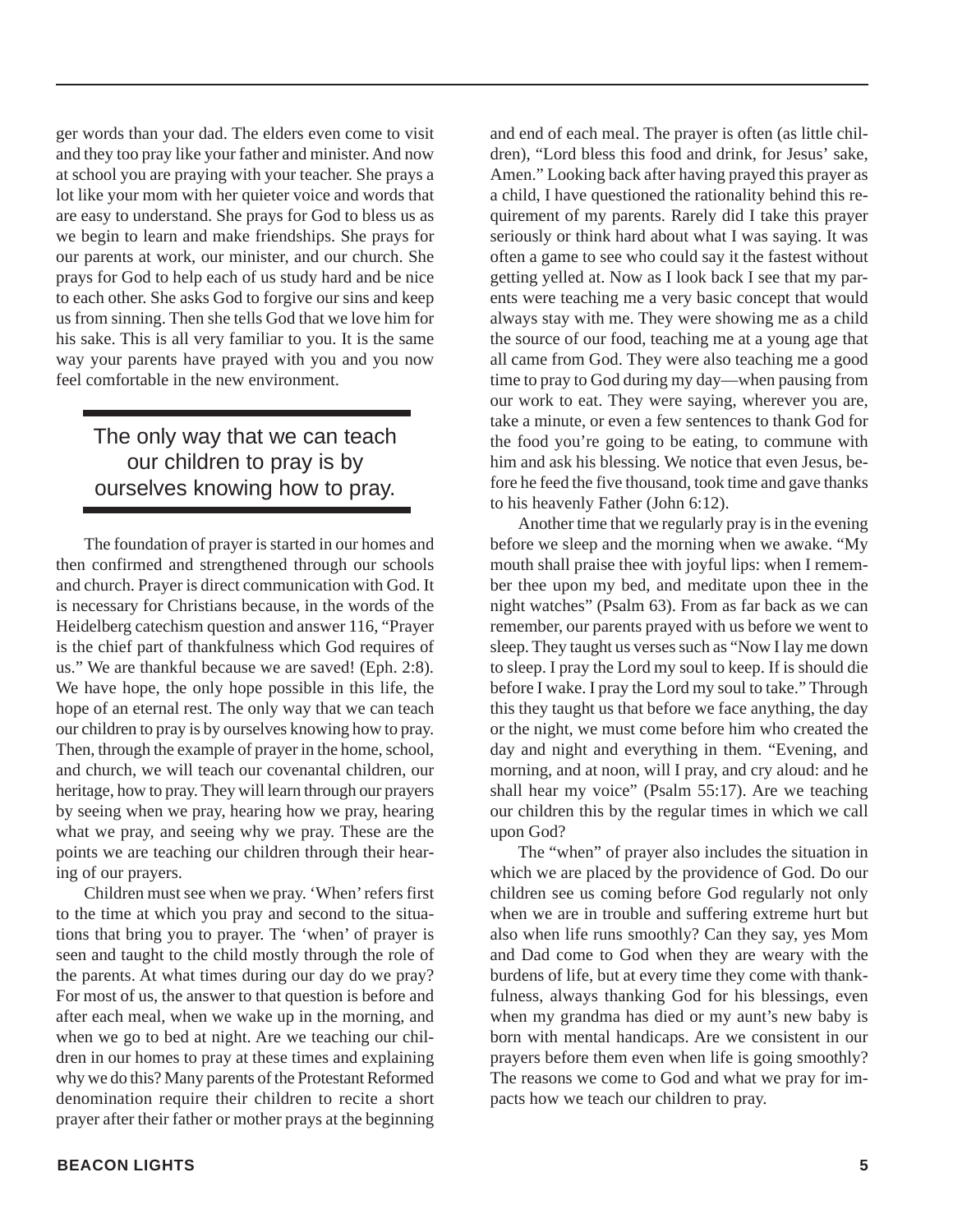ger words than your dad. The elders even come to visit and they too pray like your father and minister. And now at school you are praying with your teacher. She prays a lot like your mom with her quieter voice and words that are easy to understand. She prays for God to bless us as we begin to learn and make friendships. She prays for our parents at work, our minister, and our church. She prays for God to help each of us study hard and be nice to each other. She asks God to forgive our sins and keep us from sinning. Then she tells God that we love him for his sake. This is all very familiar to you. It is the same way your parents have prayed with you and you now feel comfortable in the new environment.

> The only way that we can teach our children to pray is by ourselves knowing how to pray.

The foundation of prayer is started in our homes and then confirmed and strengthened through our schools and church. Prayer is direct communication with God. It is necessary for Christians because, in the words of the Heidelberg catechism question and answer 116, "Prayer is the chief part of thankfulness which God requires of us." We are thankful because we are saved! (Eph. 2:8). We have hope, the only hope possible in this life, the hope of an eternal rest. The only way that we can teach our children to pray is by ourselves knowing how to pray. Then, through the example of prayer in the home, school, and church, we will teach our covenantal children, our heritage, how to pray. They will learn through our prayers by seeing when we pray, hearing how we pray, hearing what we pray, and seeing why we pray. These are the points we are teaching our children through their hearing of our prayers.

Children must see when we pray. 'When' refers first to the time at which you pray and second to the situations that bring you to prayer. The 'when' of prayer is seen and taught to the child mostly through the role of the parents. At what times during our day do we pray? For most of us, the answer to that question is before and after each meal, when we wake up in the morning, and when we go to bed at night. Are we teaching our children in our homes to pray at these times and explaining why we do this? Many parents of the Protestant Reformed denomination require their children to recite a short prayer after their father or mother prays at the beginning and end of each meal. The prayer is often (as little children), "Lord bless this food and drink, for Jesus' sake, Amen." Looking back after having prayed this prayer as a child, I have questioned the rationality behind this requirement of my parents. Rarely did I take this prayer seriously or think hard about what I was saying. It was often a game to see who could say it the fastest without getting yelled at. Now as I look back I see that my parents were teaching me a very basic concept that would always stay with me. They were showing me as a child the source of our food, teaching me at a young age that all came from God. They were also teaching me a good time to pray to God during my day—when pausing from our work to eat. They were saying, wherever you are, take a minute, or even a few sentences to thank God for the food you're going to be eating, to commune with him and ask his blessing. We notice that even Jesus, before he feed the five thousand, took time and gave thanks to his heavenly Father (John 6:12).

Another time that we regularly pray is in the evening before we sleep and the morning when we awake. "My mouth shall praise thee with joyful lips: when I remember thee upon my bed, and meditate upon thee in the night watches" (Psalm 63). From as far back as we can remember, our parents prayed with us before we went to sleep. They taught us verses such as "Now I lay me down to sleep. I pray the Lord my soul to keep. If is should die before I wake. I pray the Lord my soul to take." Through this they taught us that before we face anything, the day or the night, we must come before him who created the day and night and everything in them. "Evening, and morning, and at noon, will I pray, and cry aloud: and he shall hear my voice" (Psalm 55:17). Are we teaching our children this by the regular times in which we call upon God?

The "when" of prayer also includes the situation in which we are placed by the providence of God. Do our children see us coming before God regularly not only when we are in trouble and suffering extreme hurt but also when life runs smoothly? Can they say, yes Mom and Dad come to God when they are weary with the burdens of life, but at every time they come with thankfulness, always thanking God for his blessings, even when my grandma has died or my aunt's new baby is born with mental handicaps. Are we consistent in our prayers before them even when life is going smoothly? The reasons we come to God and what we pray for impacts how we teach our children to pray.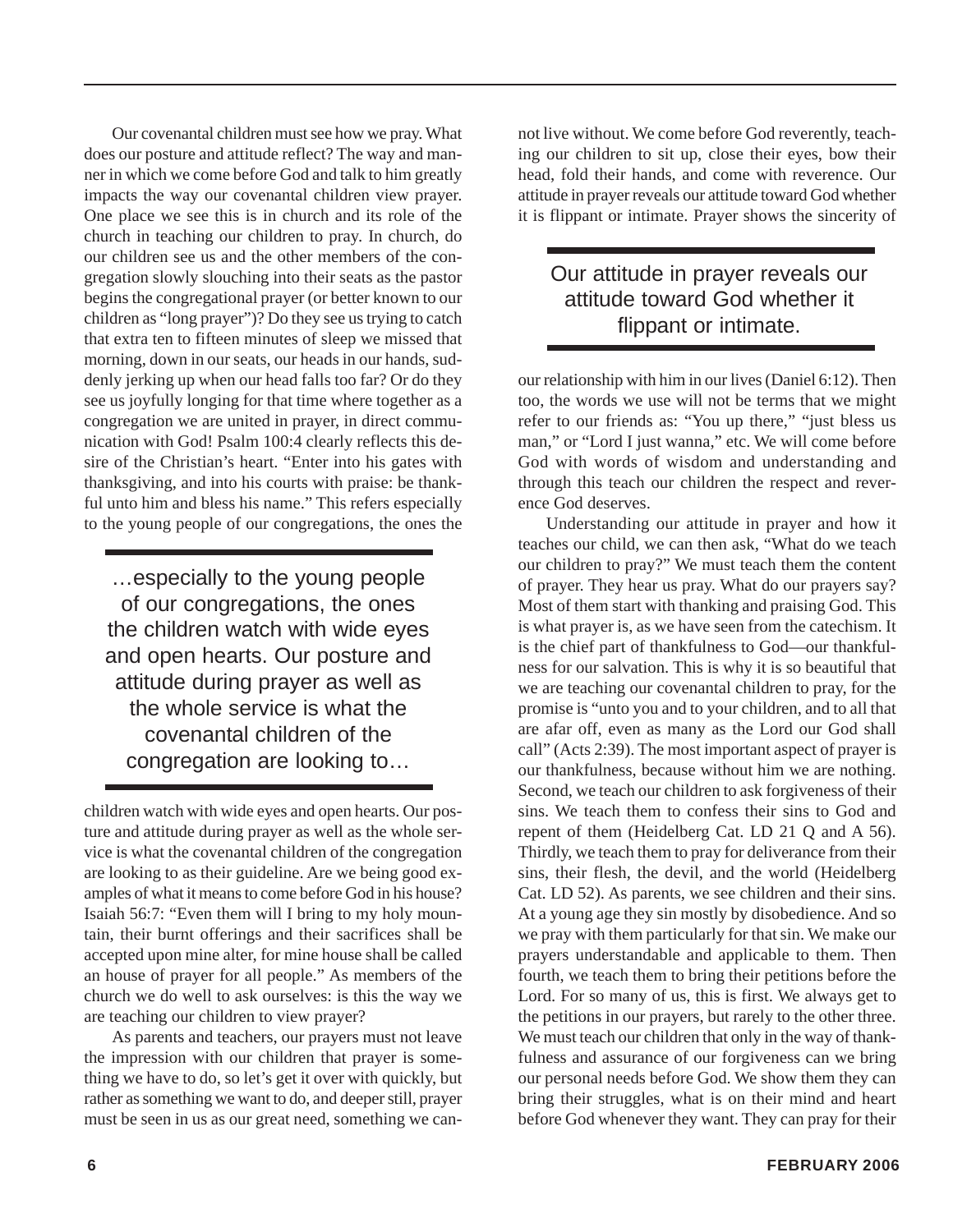Our covenantal children must see how we pray. What does our posture and attitude reflect? The way and manner in which we come before God and talk to him greatly impacts the way our covenantal children view prayer. One place we see this is in church and its role of the church in teaching our children to pray. In church, do our children see us and the other members of the congregation slowly slouching into their seats as the pastor begins the congregational prayer (or better known to our children as "long prayer")? Do they see us trying to catch that extra ten to fifteen minutes of sleep we missed that morning, down in our seats, our heads in our hands, suddenly jerking up when our head falls too far? Or do they see us joyfully longing for that time where together as a congregation we are united in prayer, in direct communication with God! Psalm 100:4 clearly reflects this desire of the Christian's heart. "Enter into his gates with thanksgiving, and into his courts with praise: be thankful unto him and bless his name." This refers especially to the young people of our congregations, the ones the children watch with wide eyes and open hearts. Our posture and attitude during prayer as well as the whole service is what the covenantal children of the congregation are looking to as their guideline. Are we being good examples of what it means to come before God in his house? Isaiah 56:7: "Even them will I bring to my holy mountain, their burnt offerings and their sacrifices shall be accepted upon mine alter, for mine house shall be called an house of prayer for all people." As members of the church we do well to ask ourselves: is this the way we are teaching our children to view prayer?

> …especially to the young people of our congregations, the ones the children watch with wide eyes and open hearts. Our posture and attitude during prayer as well as the whole service is what the covenantal children of the congregation are looking to…

As parents and teachers, our prayers must not leave the impression with our children that prayer is something we have to do, so let's get it over with quickly, but rather as something we want to do, and deeper still, prayer must be seen in us as our great need, something we cannot live without. We come before God reverently, teaching our children to sit up, close their eyes, bow their head, fold their hands, and come with reverence. Our attitude in prayer reveals our attitude toward God whether it is flippant or intimate. Prayer shows the sincerity of our relationship with him in our lives (Daniel 6:12). Then too, the words we use will not be terms that we might refer to our friends as: "You up there," "just bless us man," or "Lord I just wanna," etc. We will come before God with words of wisdom and understanding and through this teach our children the respect and reverence God deserves.

> Our attitude in prayer reveals our attitude toward God whether it flippant or intimate.

Understanding our attitude in prayer and how it teaches our child, we can then ask, "What do we teach our children to pray?" We must teach them the content of prayer. They hear us pray. What do our prayers say? Most of them start with thanking and praising God. This is what prayer is, as we have seen from the catechism. It is the chief part of thankfulness to God—our thankfulness for our salvation. This is why it is so beautiful that we are teaching our covenantal children to pray, for the promise is "unto you and to your children, and to all that are afar off, even as many as the Lord our God shall call" (Acts 2:39). The most important aspect of prayer is our thankfulness, because without him we are nothing. Second, we teach our children to ask forgiveness of their sins. We teach them to confess their sins to God and repent of them (Heidelberg Cat. LD 21 Q and A 56). Thirdly, we teach them to pray for deliverance from their sins, their flesh, the devil, and the world (Heidelberg Cat. LD 52). As parents, we see children and their sins. At a young age they sin mostly by disobedience. And so we pray with them particularly for that sin. We make our prayers understandable and applicable to them. Then fourth, we teach them to bring their petitions before the Lord. For so many of us, this is first. We always get to the petitions in our prayers, but rarely to the other three. We must teach our children that only in the way of thankfulness and assurance of our forgiveness can we bring our personal needs before God. We show them they can bring their struggles, what is on their mind and heart before God whenever they want. They can pray for their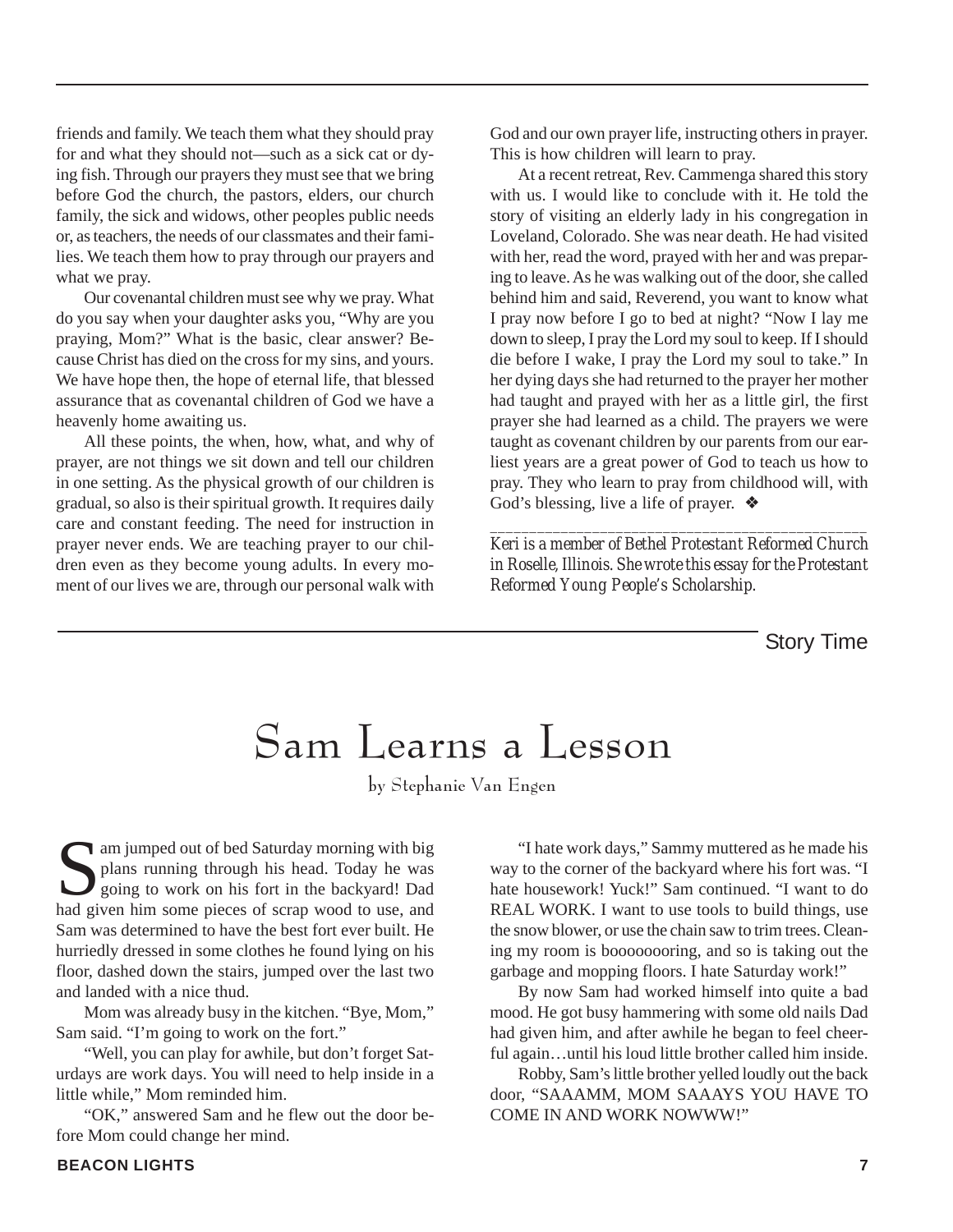friends and family. We teach them what they should pray for and what they should not—such as a sick cat or dying fish. Through our prayers they must see that we bring before God the church, the pastors, elders, our church family, the sick and widows, other peoples public needs or, as teachers, the needs of our classmates and their families. We teach them how to pray through our prayers and what we pray.

Our covenantal children must see why we pray. What do you say when your daughter asks you, "Why are you praying, Mom?" What is the basic, clear answer? Because Christ has died on the cross for my sins, and yours. We have hope then, the hope of eternal life, that blessed assurance that as covenantal children of God we have a heavenly home awaiting us.

All these points, the when, how, what, and why of prayer, are not things we sit down and tell our children in one setting. As the physical growth of our children is gradual, so also is their spiritual growth. It requires daily care and constant feeding. The need for instruction in prayer never ends. We are teaching prayer to our children even as they become young adults. In every moment of our lives we are, through our personal walk with God and our own prayer life, instructing others in prayer. This is how children will learn to pray.

At a recent retreat, Rev. Cammenga shared this story with us. I would like to conclude with it. He told the story of visiting an elderly lady in his congregation in Loveland, Colorado. She was near death. He had visited with her, read the word, prayed with her and was preparing to leave. As he was walking out of the door, she called behind him and said, Reverend, you want to know what I pray now before I go to bed at night? "Now I lay me down to sleep, I pray the Lord my soul to keep. If I should die before I wake, I pray the Lord my soul to take." In her dying days she had returned to the prayer her mother had taught and prayed with her as a little girl, the first prayer she had learned as a child. The prayers we were taught as covenant children by our parents from our earliest years are a great power of God to teach us how to pray. They who learn to pray from childhood will, with God's blessing, live a life of prayer. ❖

---

*Keri is a member of Bethel Protestant Reformed Church in Roselle, Illinois. She wrote this essay for the Protestant Reformed Young People's Scholarship.*

Story Time

# Sam Learns a Lesson

by Stephanie Van Engen

Sam jumped out of bed Saturday morning with big plans running through his head. Today he was going to work on his fort in the backyard! Dad had given him some pieces of scrap wood to use, and Sam was determined to have the best fort ever built. He hurriedly dressed in some clothes he found lying on his floor, dashed down the stairs, jumped over the last two and landed with a nice thud.

Mom was already busy in the kitchen. "Bye, Mom," Sam said. "I'm going to work on the fort."

"Well, you can play for awhile, but don't forget Saturdays are work days. You will need to help inside in a little while," Mom reminded him.

"OK," answered Sam and he flew out the door before Mom could change her mind.

"I hate work days," Sammy muttered as he made his way to the corner of the backyard where his fort was. "I hate housework! Yuck!" Sam continued. "I want to do REAL WORK. I want to use tools to build things, use the snow blower, or use the chain saw to trim trees. Cleaning my room is booooooring, and so is taking out the garbage and mopping floors. I hate Saturday work!"

By now Sam had worked himself into quite a bad mood. He got busy hammering with some old nails Dad had given him, and after awhile he began to feel cheerful again…until his loud little brother called him inside.

Robby, Sam's little brother yelled loudly out the back door, "SAAAMM, MOM SAAAYS YOU HAVE TO COME IN AND WORK NOWWW!"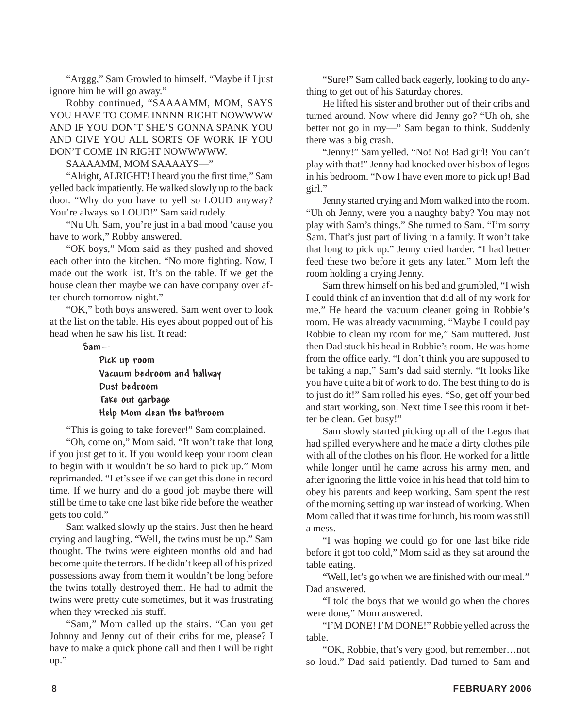"Arggg," Sam Growled to himself. "Maybe if I just ignore him he will go away."

Robby continued, "SAAAAMM, MOM, SAYS YOU HAVE TO COME INNNN RIGHT NOWWWW AND IF YOU DON'T SHE'S GONNA SPANK YOU AND GIVE YOU ALL SORTS OF WORK IF YOU DON'T COME 1N RIGHT NOWWWWW.

SAAAAMM, MOM SAAAAYS—"

"Alright, ALRIGHT! I heard you the first time," Sam yelled back impatiently. He walked slowly up to the back door. "Why do you have to yell so LOUD anyway? You're always so LOUD!" Sam said rudely.

"Nu Uh, Sam, you're just in a bad mood 'cause you have to work," Robby answered.

"OK boys," Mom said as they pushed and shoved each other into the kitchen. "No more fighting. Now, I made out the work list. It's on the table. If we get the house clean then maybe we can have company over after church tomorrow night."

"OK," both boys answered. Sam went over to look at the list on the table. His eyes about popped out of his head when he saw his list. It read:

Sam—

- Pick up room
- Vacuum bedroom and hallway
- Dust bedroom
- Take out garbage
- Help Mom clean the bathroom

"This is going to take forever!" Sam complained.

"Oh, come on," Mom said. "It won't take that long if you just get to it. If you would keep your room clean to begin with it wouldn't be so hard to pick up." Mom reprimanded. "Let's see if we can get this done in record time. If we hurry and do a good job maybe there will still be time to take one last bike ride before the weather gets too cold."

Sam walked slowly up the stairs. Just then he heard crying and laughing. "Well, the twins must be up." Sam thought. The twins were eighteen months old and had become quite the terrors. If he didn't keep all of his prized possessions away from them it wouldn't be long before the twins totally destroyed them. He had to admit the twins were pretty cute sometimes, but it was frustrating when they wrecked his stuff.

"Sam," Mom called up the stairs. "Can you get Johnny and Jenny out of their cribs for me, please? I have to make a quick phone call and then I will be right up."

"Sure!" Sam called back eagerly, looking to do anything to get out of his Saturday chores.

He lifted his sister and brother out of their cribs and turned around. Now where did Jenny go? "Uh oh, she better not go in my—" Sam began to think. Suddenly there was a big crash.

"Jenny!" Sam yelled. "No! No! Bad girl! You can't play with that!" Jenny had knocked over his box of legos in his bedroom. "Now I have even more to pick up! Bad girl."

Jenny started crying and Mom walked into the room. "Uh oh Jenny, were you a naughty baby? You may not play with Sam's things." She turned to Sam. "I'm sorry Sam. That's just part of living in a family. It won't take that long to pick up." Jenny cried harder. "I had better feed these two before it gets any later." Mom left the room holding a crying Jenny.

Sam threw himself on his bed and grumbled, "I wish I could think of an invention that did all of my work for me." He heard the vacuum cleaner going in Robbie's room. He was already vacuuming. "Maybe I could pay Robbie to clean my room for me," Sam muttered. Just then Dad stuck his head in Robbie's room. He was home from the office early. "I don't think you are supposed to be taking a nap," Sam's dad said sternly. "It looks like you have quite a bit of work to do. The best thing to do is to just do it!" Sam rolled his eyes. "So, get off your bed and start working, son. Next time I see this room it better be clean. Get busy!"

Sam slowly started picking up all of the Legos that had spilled everywhere and he made a dirty clothes pile with all of the clothes on his floor. He worked for a little while longer until he came across his army men, and after ignoring the little voice in his head that told him to obey his parents and keep working, Sam spent the rest of the morning setting up war instead of working. When Mom called that it was time for lunch, his room was still a mess.

"I was hoping we could go for one last bike ride before it got too cold," Mom said as they sat around the table eating.

"Well, let's go when we are finished with our meal." Dad answered.

"I told the boys that we would go when the chores were done," Mom answered.

"I'M DONE! I'M DONE!" Robbie yelled across the table.

"OK, Robbie, that's very good, but remember…not so loud." Dad said patiently. Dad turned to Sam and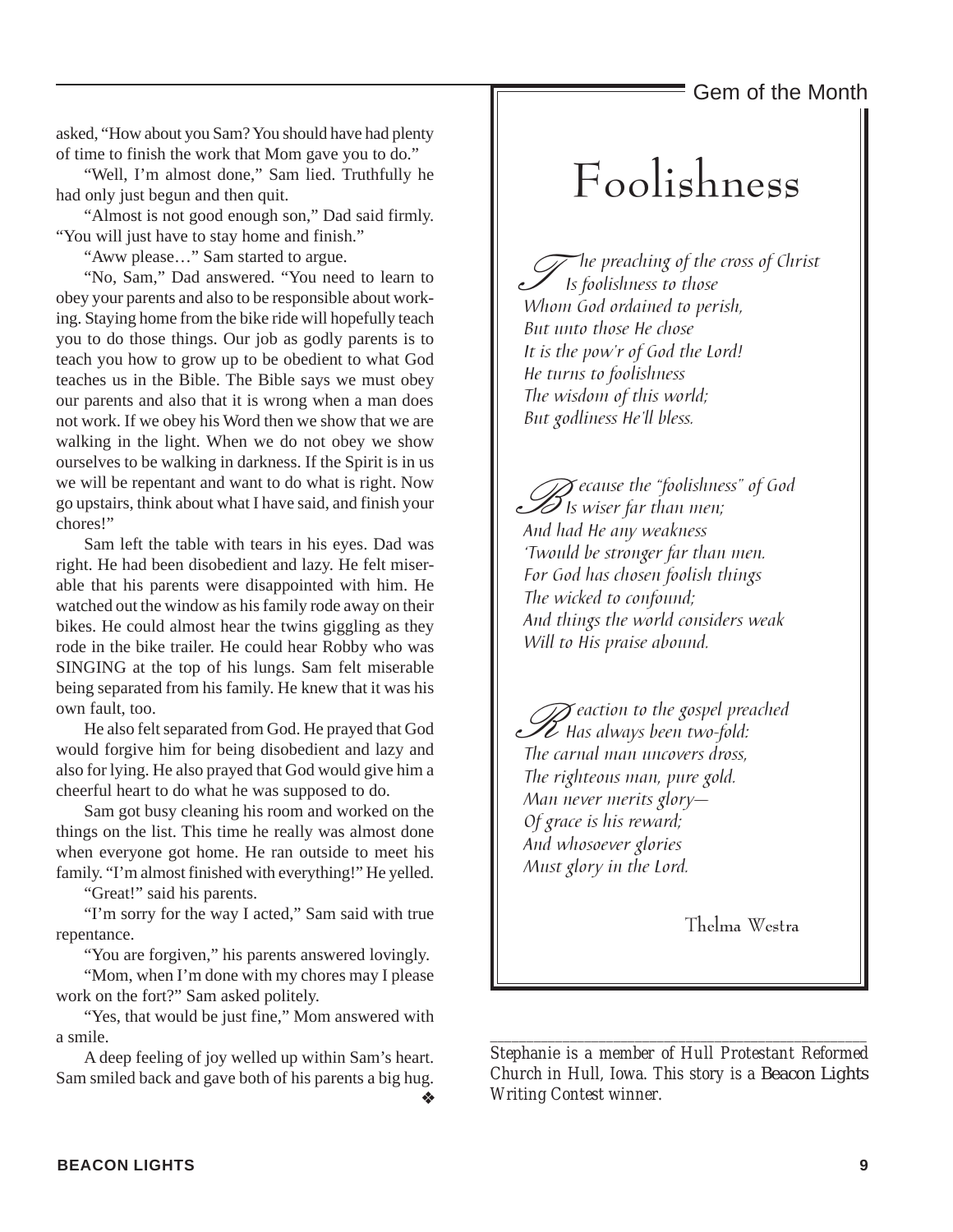asked, "How about you Sam? You should have had plenty of time to finish the work that Mom gave you to do."

"Well, I'm almost done," Sam lied. Truthfully he had only just begun and then quit.

"Almost is not good enough son," Dad said firmly. "You will just have to stay home and finish."

"Aww please…" Sam started to argue.

"No, Sam," Dad answered. "You need to learn to obey your parents and also to be responsible about working. Staying home from the bike ride will hopefully teach you to do those things. Our job as godly parents is to teach you how to grow up to be obedient to what God teaches us in the Bible. The Bible says we must obey our parents and also that it is wrong when a man does not work. If we obey his Word then we show that we are walking in the light. When we do not obey we show ourselves to be walking in darkness. If the Spirit is in us we will be repentant and want to do what is right. Now go upstairs, think about what I have said, and finish your chores!"

Sam left the table with tears in his eyes. Dad was right. He had been disobedient and lazy. He felt miserable that his parents were disappointed with him. He watched out the window as his family rode away on their bikes. He could almost hear the twins giggling as they rode in the bike trailer. He could hear Robby who was SINGING at the top of his lungs. Sam felt miserable being separated from his family. He knew that it was his own fault, too.

He also felt separated from God. He prayed that God would forgive him for being disobedient and lazy and also for lying. He also prayed that God would give him a cheerful heart to do what he was supposed to do.

Sam got busy cleaning his room and worked on the things on the list. This time he really was almost done when everyone got home. He ran outside to meet his family. "I'm almost finished with everything!" He yelled.

"Great!" said his parents.

"I'm sorry for the way I acted," Sam said with true repentance.

"You are forgiven," his parents answered lovingly.

"Mom, when I'm done with my chores may I please work on the fort?" Sam asked politely.

"Yes, that would be just fine," Mom answered with a smile.

A deep feeling of joy welled up within Sam's heart. Sam smiled back and gave both of his parents a big hug. ❖

---

*Stephanie is a member of Hull Protestant Reformed Church in Hull, Iowa. This story is a Beacon Lights Writing Contest winner.*

Gem of the Month

# Foolishness

*The preaching of the cross of Christ*
*Is foolishness to those*
*Whom God ordained to perish,*
*But unto those He chose*
*It is the pow'r of God the Lord!*
*He turns to foolishness*
*The wisdom of this world;*
*But godliness He'll bless.*

*Because the "foolishness" of God*
*Is wiser far than men;*
*And had He any weakness*
*'Twould be stronger far than men.*
*For God has chosen foolish things*
*The wicked to confound;*
*And things the world considers weak*
*Will to His praise abound.*

*Reaction to the gospel preached*
*Has always been two-fold:*
*The carnal man uncovers dross,*
*The righteous man, pure gold.*
*Man never merits glory—*
*Of grace is his reward;*
*And whosoever glories*
*Must glory in the Lord.*

Thelma Westra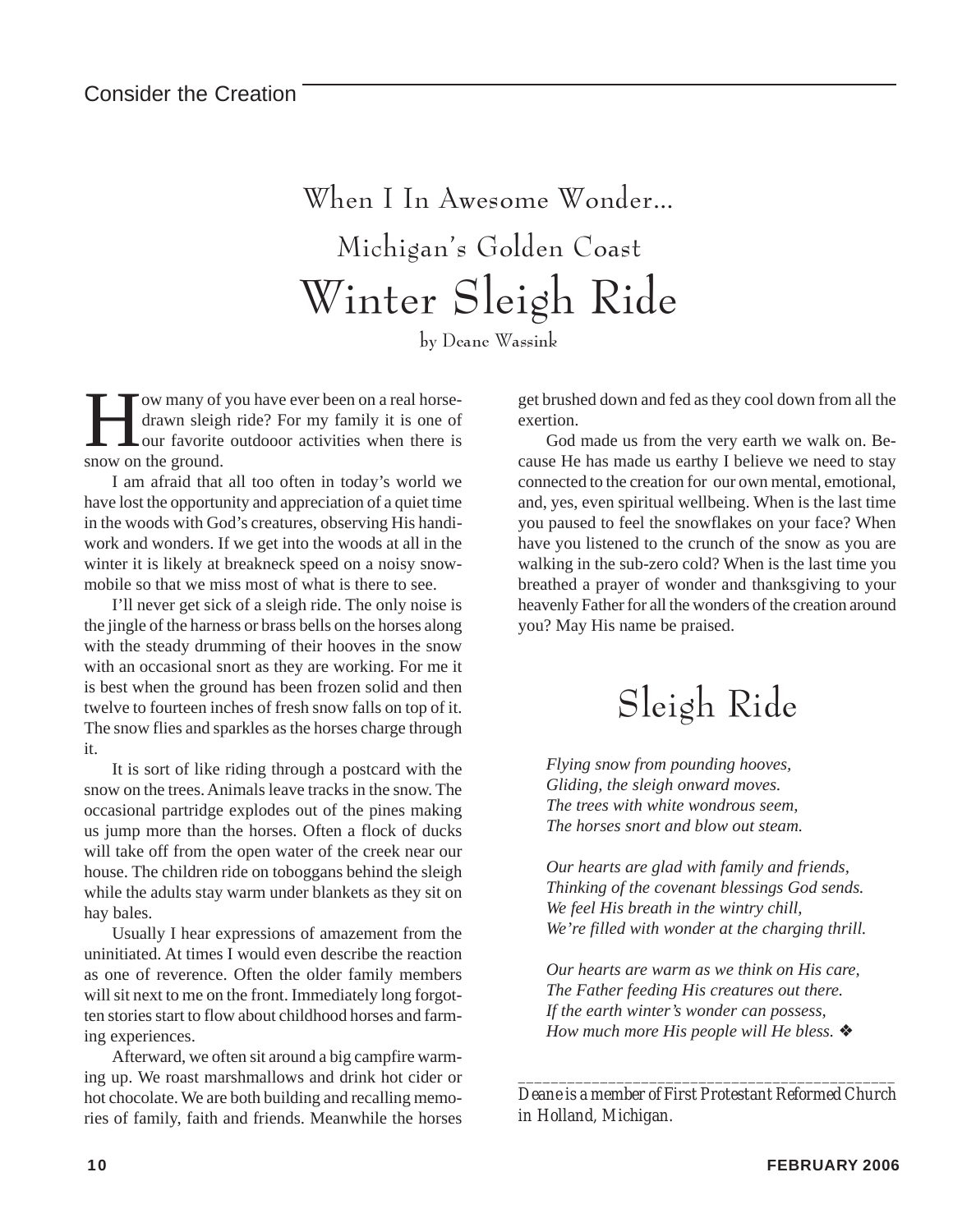# When I In Awesome Wonder...

## Michigan's Golden Coast

# Winter Sleigh Ride

by Deane Wassink

How many of you have ever been on a real horse-drawn sleigh ride? For my family it is one of our favorite outdooor activities when there is snow on the ground.

I am afraid that all too often in today's world we have lost the opportunity and appreciation of a quiet time in the woods with God's creatures, observing His handiwork and wonders. If we get into the woods at all in the winter it is likely at breakneck speed on a noisy snowmobile so that we miss most of what is there to see.

I'll never get sick of a sleigh ride. The only noise is the jingle of the harness or brass bells on the horses along with the steady drumming of their hooves in the snow with an occasional snort as they are working. For me it is best when the ground has been frozen solid and then twelve to fourteen inches of fresh snow falls on top of it. The snow flies and sparkles as the horses charge through it.

It is sort of like riding through a postcard with the snow on the trees. Animals leave tracks in the snow. The occasional partridge explodes out of the pines making us jump more than the horses. Often a flock of ducks will take off from the open water of the creek near our house. The children ride on toboggans behind the sleigh while the adults stay warm under blankets as they sit on hay bales.

Usually I hear expressions of amazement from the uninitiated. At times I would even describe the reaction as one of reverence. Often the older family members will sit next to me on the front. Immediately long forgotten stories start to flow about childhood horses and farming experiences.

Afterward, we often sit around a big campfire warming up. We roast marshmallows and drink hot cider or hot chocolate. We are both building and recalling memories of family, faith and friends. Meanwhile the horses get brushed down and fed as they cool down from all the exertion.

God made us from the very earth we walk on. Because He has made us earthy I believe we need to stay connected to the creation for our own mental, emotional, and, yes, even spiritual wellbeing. When is the last time you paused to feel the snowflakes on your face? When have you listened to the crunch of the snow as you are walking in the sub-zero cold? When is the last time you breathed a prayer of wonder and thanksgiving to your heavenly Father for all the wonders of the creation around you? May His name be praised.

## Sleigh Ride

*Flying snow from pounding hooves,*
*Gliding, the sleigh onward moves.*
*The trees with white wondrous seem,*
*The horses snort and blow out steam.*

*Our hearts are glad with family and friends,*
*Thinking of the covenant blessings God sends.*
*We feel His breath in the wintry chill,*
*We're filled with wonder at the charging thrill.*

*Our hearts are warm as we think on His care,*
*The Father feeding His creatures out there.*
*If the earth winter's wonder can possess,*
*How much more His people will He bless.* ❖

---

*Deane is a member of First Protestant Reformed Church in Holland, Michigan.*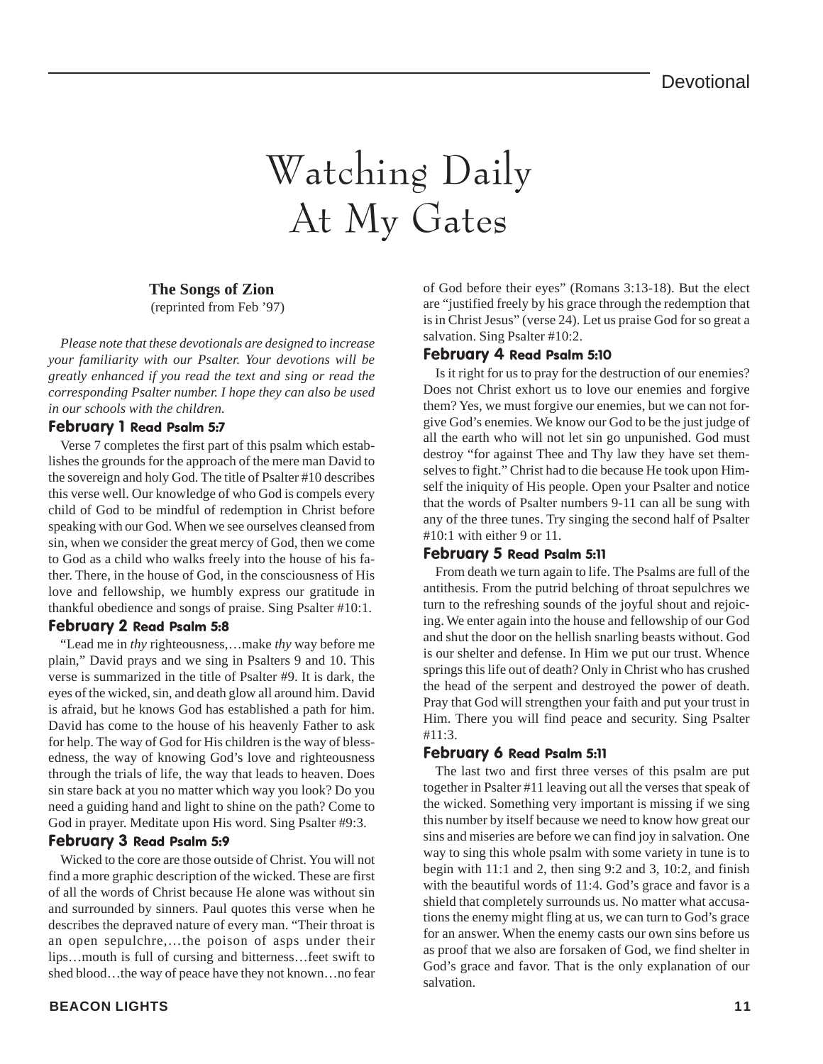# Watching Daily At My Gates

**The Songs of Zion**
(reprinted from Feb '97)

*Please note that these devotionals are designed to increase your familiarity with our Psalter. Your devotions will be greatly enhanced if you read the text and sing or read the corresponding Psalter number. I hope they can also be used in our schools with the children.*

### February 1 Read Psalm 5:7

Verse 7 completes the first part of this psalm which establishes the grounds for the approach of the mere man David to the sovereign and holy God. The title of Psalter #10 describes this verse well. Our knowledge of who God is compels every child of God to be mindful of redemption in Christ before speaking with our God. When we see ourselves cleansed from sin, when we consider the great mercy of God, then we come to God as a child who walks freely into the house of his father. There, in the house of God, in the consciousness of His love and fellowship, we humbly express our gratitude in thankful obedience and songs of praise. Sing Psalter #10:1.

### February 2 Read Psalm 5:8

"Lead me in *thy* righteousness,…make *thy* way before me plain," David prays and we sing in Psalters 9 and 10. This verse is summarized in the title of Psalter #9. It is dark, the eyes of the wicked, sin, and death glow all around him. David is afraid, but he knows God has established a path for him. David has come to the house of his heavenly Father to ask for help. The way of God for His children is the way of blessedness, the way of knowing God's love and righteousness through the trials of life, the way that leads to heaven. Does sin stare back at you no matter which way you look? Do you need a guiding hand and light to shine on the path? Come to God in prayer. Meditate upon His word. Sing Psalter #9:3.

### February 3 Read Psalm 5:9

Wicked to the core are those outside of Christ. You will not find a more graphic description of the wicked. These are first of all the words of Christ because He alone was without sin and surrounded by sinners. Paul quotes this verse when he describes the depraved nature of every man. "Their throat is an open sepulchre,…the poison of asps under their lips…mouth is full of cursing and bitterness…feet swift to shed blood…the way of peace have they not known…no fear of God before their eyes" (Romans 3:13-18). But the elect are "justified freely by his grace through the redemption that is in Christ Jesus" (verse 24). Let us praise God for so great a salvation. Sing Psalter #10:2.

### February 4 Read Psalm 5:10

Is it right for us to pray for the destruction of our enemies? Does not Christ exhort us to love our enemies and forgive them? Yes, we must forgive our enemies, but we can not forgive God's enemies. We know our God to be the just judge of all the earth who will not let sin go unpunished. God must destroy "for against Thee and Thy law they have set themselves to fight." Christ had to die because He took upon Himself the iniquity of His people. Open your Psalter and notice that the words of Psalter numbers 9-11 can all be sung with any of the three tunes. Try singing the second half of Psalter #10:1 with either 9 or 11.

### February 5 Read Psalm 5:11

From death we turn again to life. The Psalms are full of the antithesis. From the putrid belching of throat sepulchres we turn to the refreshing sounds of the joyful shout and rejoicing. We enter again into the house and fellowship of our God and shut the door on the hellish snarling beasts without. God is our shelter and defense. In Him we put our trust. Whence springs this life out of death? Only in Christ who has crushed the head of the serpent and destroyed the power of death. Pray that God will strengthen your faith and put your trust in Him. There you will find peace and security. Sing Psalter #11:3.

### February 6 Read Psalm 5:11

The last two and first three verses of this psalm are put together in Psalter #11 leaving out all the verses that speak of the wicked. Something very important is missing if we sing this number by itself because we need to know how great our sins and miseries are before we can find joy in salvation. One way to sing this whole psalm with some variety in tune is to begin with 11:1 and 2, then sing 9:2 and 3, 10:2, and finish with the beautiful words of 11:4. God's grace and favor is a shield that completely surrounds us. No matter what accusations the enemy might fling at us, we can turn to God's grace for an answer. When the enemy casts our own sins before us as proof that we also are forsaken of God, we find shelter in God's grace and favor. That is the only explanation of our salvation.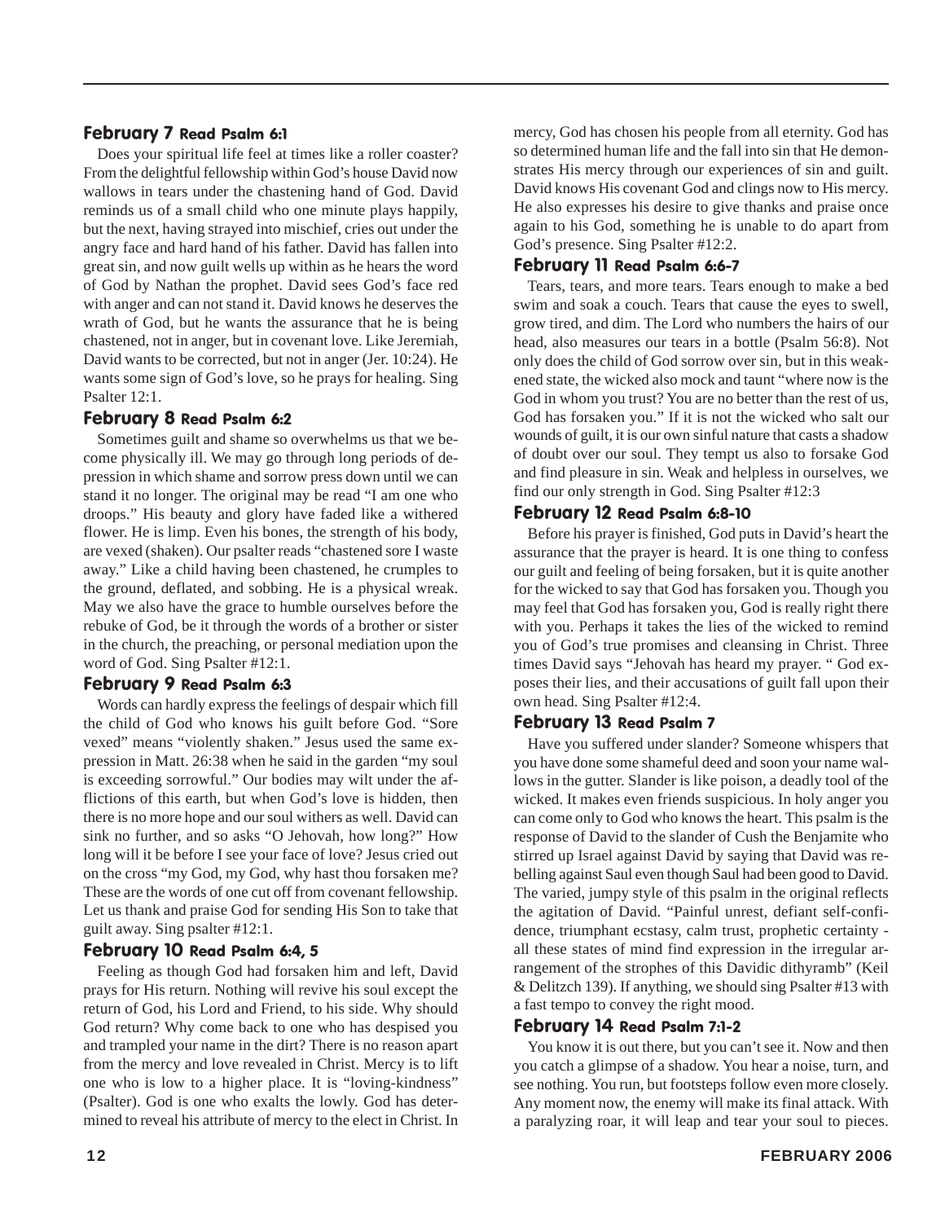### February 7 Read Psalm 6:1

Does your spiritual life feel at times like a roller coaster? From the delightful fellowship within God's house David now wallows in tears under the chastening hand of God. David reminds us of a small child who one minute plays happily, but the next, having strayed into mischief, cries out under the angry face and hard hand of his father. David has fallen into great sin, and now guilt wells up within as he hears the word of God by Nathan the prophet. David sees God's face red with anger and can not stand it. David knows he deserves the wrath of God, but he wants the assurance that he is being chastened, not in anger, but in covenant love. Like Jeremiah, David wants to be corrected, but not in anger (Jer. 10:24). He wants some sign of God's love, so he prays for healing. Sing Psalter 12:1.

### February 8 Read Psalm 6:2

Sometimes guilt and shame so overwhelms us that we become physically ill. We may go through long periods of depression in which shame and sorrow press down until we can stand it no longer. The original may be read "I am one who droops." His beauty and glory have faded like a withered flower. He is limp. Even his bones, the strength of his body, are vexed (shaken). Our psalter reads "chastened sore I waste away." Like a child having been chastened, he crumples to the ground, deflated, and sobbing. He is a physical wreak. May we also have the grace to humble ourselves before the rebuke of God, be it through the words of a brother or sister in the church, the preaching, or personal mediation upon the word of God. Sing Psalter #12:1.

### February 9 Read Psalm 6:3

Words can hardly express the feelings of despair which fill the child of God who knows his guilt before God. "Sore vexed" means "violently shaken." Jesus used the same expression in Matt. 26:38 when he said in the garden "my soul is exceeding sorrowful." Our bodies may wilt under the afflictions of this earth, but when God's love is hidden, then there is no more hope and our soul withers as well. David can sink no further, and so asks "O Jehovah, how long?" How long will it be before I see your face of love? Jesus cried out on the cross "my God, my God, why hast thou forsaken me? These are the words of one cut off from covenant fellowship. Let us thank and praise God for sending His Son to take that guilt away. Sing psalter #12:1.

### February 10 Read Psalm 6:4, 5

Feeling as though God had forsaken him and left, David prays for His return. Nothing will revive his soul except the return of God, his Lord and Friend, to his side. Why should God return? Why come back to one who has despised you and trampled your name in the dirt? There is no reason apart from the mercy and love revealed in Christ. Mercy is to lift one who is low to a higher place. It is "loving-kindness" (Psalter). God is one who exalts the lowly. God has determined to reveal his attribute of mercy to the elect in Christ. In mercy, God has chosen his people from all eternity. God has so determined human life and the fall into sin that He demonstrates His mercy through our experiences of sin and guilt. David knows His covenant God and clings now to His mercy. He also expresses his desire to give thanks and praise once again to his God, something he is unable to do apart from God's presence. Sing Psalter #12:2.

### February 11 Read Psalm 6:6-7

Tears, tears, and more tears. Tears enough to make a bed swim and soak a couch. Tears that cause the eyes to swell, grow tired, and dim. The Lord who numbers the hairs of our head, also measures our tears in a bottle (Psalm 56:8). Not only does the child of God sorrow over sin, but in this weakened state, the wicked also mock and taunt "where now is the God in whom you trust? You are no better than the rest of us, God has forsaken you." If it is not the wicked who salt our wounds of guilt, it is our own sinful nature that casts a shadow of doubt over our soul. They tempt us also to forsake God and find pleasure in sin. Weak and helpless in ourselves, we find our only strength in God. Sing Psalter #12:3

### February 12 Read Psalm 6:8-10

Before his prayer is finished, God puts in David's heart the assurance that the prayer is heard. It is one thing to confess our guilt and feeling of being forsaken, but it is quite another for the wicked to say that God has forsaken you. Though you may feel that God has forsaken you, God is really right there with you. Perhaps it takes the lies of the wicked to remind you of God's true promises and cleansing in Christ. Three times David says "Jehovah has heard my prayer. " God exposes their lies, and their accusations of guilt fall upon their own head. Sing Psalter #12:4.

### February 13 Read Psalm 7

Have you suffered under slander? Someone whispers that you have done some shameful deed and soon your name wallows in the gutter. Slander is like poison, a deadly tool of the wicked. It makes even friends suspicious. In holy anger you can come only to God who knows the heart. This psalm is the response of David to the slander of Cush the Benjamite who stirred up Israel against David by saying that David was rebelling against Saul even though Saul had been good to David. The varied, jumpy style of this psalm in the original reflects the agitation of David. "Painful unrest, defiant self-confidence, triumphant ecstasy, calm trust, prophetic certainty - all these states of mind find expression in the irregular arrangement of the strophes of this Davidic dithyramb" (Keil & Delitzch 139). If anything, we should sing Psalter #13 with a fast tempo to convey the right mood.

### February 14 Read Psalm 7:1-2

You know it is out there, but you can't see it. Now and then you catch a glimpse of a shadow. You hear a noise, turn, and see nothing. You run, but footsteps follow even more closely. Any moment now, the enemy will make its final attack. With a paralyzing roar, it will leap and tear your soul to pieces.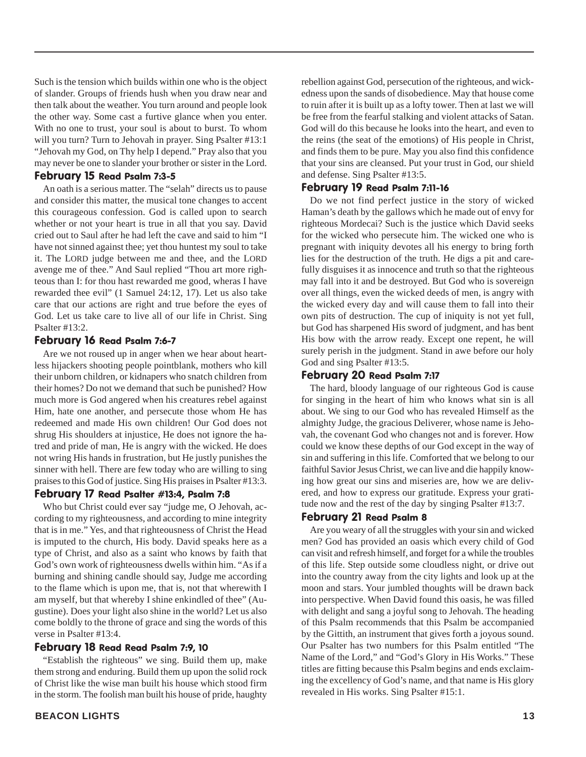Such is the tension which builds within one who is the object of slander. Groups of friends hush when you draw near and then talk about the weather. You turn around and people look the other way. Some cast a furtive glance when you enter. With no one to trust, your soul is about to burst. To whom will you turn? Turn to Jehovah in prayer. Sing Psalter #13:1 "Jehovah my God, on Thy help I depend." Pray also that you may never be one to slander your brother or sister in the Lord.

### February 15 Read Psalm 7:3-5

An oath is a serious matter. The "selah" directs us to pause and consider this matter, the musical tone changes to accent this courageous confession. God is called upon to search whether or not your heart is true in all that you say. David cried out to Saul after he had left the cave and said to him "I have not sinned against thee; yet thou huntest my soul to take it. The LORD judge between me and thee, and the LORD avenge me of thee." And Saul replied "Thou art more righteous than I: for thou hast rewarded me good, wheras I have rewarded thee evil" (1 Samuel 24:12, 17). Let us also take care that our actions are right and true before the eyes of God. Let us take care to live all of our life in Christ. Sing Psalter #13:2.

### February 16 Read Psalm 7:6-7

Are we not roused up in anger when we hear about heartless hijackers shooting people pointblank, mothers who kill their unborn children, or kidnapers who snatch children from their homes? Do not we demand that such be punished? How much more is God angered when his creatures rebel against Him, hate one another, and persecute those whom He has redeemed and made His own children! Our God does not shrug His shoulders at injustice, He does not ignore the hatred and pride of man, He is angry with the wicked. He does not wring His hands in frustration, but He justly punishes the sinner with hell. There are few today who are willing to sing praises to this God of justice. Sing His praises in Psalter #13:3.

### February 17 Read Psalter #13:4, Psalm 7:8

Who but Christ could ever say "judge me, O Jehovah, according to my righteousness, and according to mine integrity that is in me." Yes, and that righteousness of Christ the Head is imputed to the church, His body. David speaks here as a type of Christ, and also as a saint who knows by faith that God's own work of righteousness dwells within him. "As if a burning and shining candle should say, Judge me according to the flame which is upon me, that is, not that wherewith I am myself, but that whereby I shine enkindled of thee" (Augustine). Does your light also shine in the world? Let us also come boldly to the throne of grace and sing the words of this verse in Psalter #13:4.

### February 18 Read Read Psalm 7:9, 10

"Establish the righteous" we sing. Build them up, make them strong and enduring. Build them up upon the solid rock of Christ like the wise man built his house which stood firm in the storm. The foolish man built his house of pride, haughty rebellion against God, persecution of the righteous, and wickedness upon the sands of disobedience. May that house come to ruin after it is built up as a lofty tower. Then at last we will be free from the fearful stalking and violent attacks of Satan. God will do this because he looks into the heart, and even to the reins (the seat of the emotions) of His people in Christ, and finds them to be pure. May you also find this confidence that your sins are cleansed. Put your trust in God, our shield and defense. Sing Psalter #13:5.

### February 19 Read Psalm 7:11-16

Do we not find perfect justice in the story of wicked Haman's death by the gallows which he made out of envy for righteous Mordecai? Such is the justice which David seeks for the wicked who persecute him. The wicked one who is pregnant with iniquity devotes all his energy to bring forth lies for the destruction of the truth. He digs a pit and carefully disguises it as innocence and truth so that the righteous may fall into it and be destroyed. But God who is sovereign over all things, even the wicked deeds of men, is angry with the wicked every day and will cause them to fall into their own pits of destruction. The cup of iniquity is not yet full, but God has sharpened His sword of judgment, and has bent His bow with the arrow ready. Except one repent, he will surely perish in the judgment. Stand in awe before our holy God and sing Psalter #13:5.

### February 20 Read Psalm 7:17

The hard, bloody language of our righteous God is cause for singing in the heart of him who knows what sin is all about. We sing to our God who has revealed Himself as the almighty Judge, the gracious Deliverer, whose name is Jehovah, the covenant God who changes not and is forever. How could we know these depths of our God except in the way of sin and suffering in this life. Comforted that we belong to our faithful Savior Jesus Christ, we can live and die happily knowing how great our sins and miseries are, how we are delivered, and how to express our gratitude. Express your gratitude now and the rest of the day by singing Psalter #13:7.

### February 21 Read Psalm 8

Are you weary of all the struggles with your sin and wicked men? God has provided an oasis which every child of God can visit and refresh himself, and forget for a while the troubles of this life. Step outside some cloudless night, or drive out into the country away from the city lights and look up at the moon and stars. Your jumbled thoughts will be drawn back into perspective. When David found this oasis, he was filled with delight and sang a joyful song to Jehovah. The heading of this Psalm recommends that this Psalm be accompanied by the Gittith, an instrument that gives forth a joyous sound. Our Psalter has two numbers for this Psalm entitled "The Name of the Lord," and "God's Glory in His Works." These titles are fitting because this Psalm begins and ends exclaiming the excellency of God's name, and that name is His glory revealed in His works. Sing Psalter #15:1.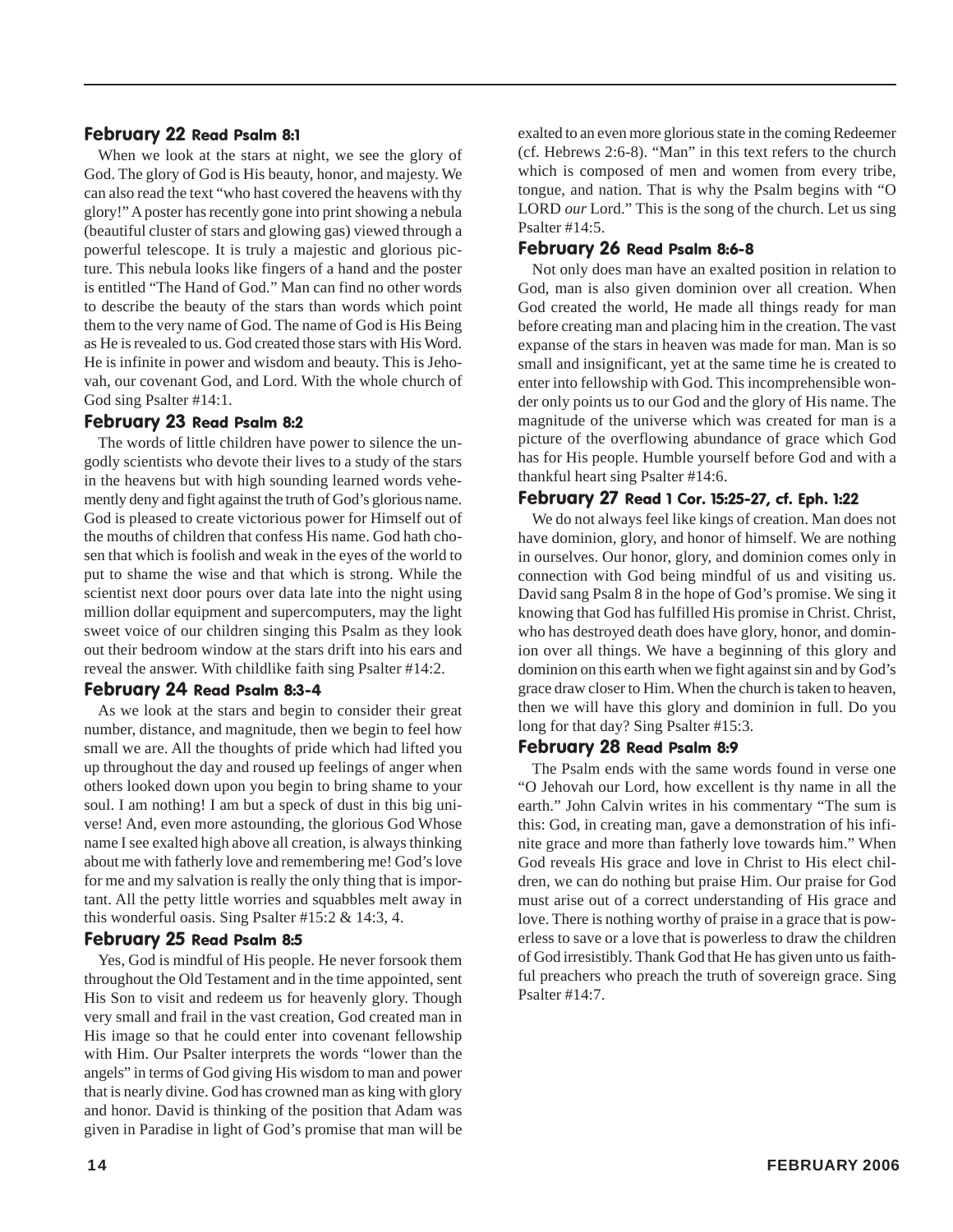### February 22 Read Psalm 8:1

When we look at the stars at night, we see the glory of God. The glory of God is His beauty, honor, and majesty. We can also read the text "who hast covered the heavens with thy glory!" A poster has recently gone into print showing a nebula (beautiful cluster of stars and glowing gas) viewed through a powerful telescope. It is truly a majestic and glorious picture. This nebula looks like fingers of a hand and the poster is entitled "The Hand of God." Man can find no other words to describe the beauty of the stars than words which point them to the very name of God. The name of God is His Being as He is revealed to us. God created those stars with His Word. He is infinite in power and wisdom and beauty. This is Jehovah, our covenant God, and Lord. With the whole church of God sing Psalter #14:1.

### February 23 Read Psalm 8:2

The words of little children have power to silence the ungodly scientists who devote their lives to a study of the stars in the heavens but with high sounding learned words vehemently deny and fight against the truth of God's glorious name. God is pleased to create victorious power for Himself out of the mouths of children that confess His name. God hath chosen that which is foolish and weak in the eyes of the world to put to shame the wise and that which is strong. While the scientist next door pours over data late into the night using million dollar equipment and supercomputers, may the light sweet voice of our children singing this Psalm as they look out their bedroom window at the stars drift into his ears and reveal the answer. With childlike faith sing Psalter #14:2.

### February 24 Read Psalm 8:3-4

As we look at the stars and begin to consider their great number, distance, and magnitude, then we begin to feel how small we are. All the thoughts of pride which had lifted you up throughout the day and roused up feelings of anger when others looked down upon you begin to bring shame to your soul. I am nothing! I am but a speck of dust in this big universe! And, even more astounding, the glorious God Whose name I see exalted high above all creation, is always thinking about me with fatherly love and remembering me! God's love for me and my salvation is really the only thing that is important. All the petty little worries and squabbles melt away in this wonderful oasis. Sing Psalter #15:2 & 14:3, 4.

### February 25 Read Psalm 8:5

Yes, God is mindful of His people. He never forsook them throughout the Old Testament and in the time appointed, sent His Son to visit and redeem us for heavenly glory. Though very small and frail in the vast creation, God created man in His image so that he could enter into covenant fellowship with Him. Our Psalter interprets the words "lower than the angels" in terms of God giving His wisdom to man and power that is nearly divine. God has crowned man as king with glory and honor. David is thinking of the position that Adam was given in Paradise in light of God's promise that man will be exalted to an even more glorious state in the coming Redeemer (cf. Hebrews 2:6-8). "Man" in this text refers to the church which is composed of men and women from every tribe, tongue, and nation. That is why the Psalm begins with "O LORD *our* Lord." This is the song of the church. Let us sing Psalter #14:5.

### February 26 Read Psalm 8:6-8

Not only does man have an exalted position in relation to God, man is also given dominion over all creation. When God created the world, He made all things ready for man before creating man and placing him in the creation. The vast expanse of the stars in heaven was made for man. Man is so small and insignificant, yet at the same time he is created to enter into fellowship with God. This incomprehensible wonder only points us to our God and the glory of His name. The magnitude of the universe which was created for man is a picture of the overflowing abundance of grace which God has for His people. Humble yourself before God and with a thankful heart sing Psalter #14:6.

### February 27 Read 1 Cor. 15:25-27, cf. Eph. 1:22

We do not always feel like kings of creation. Man does not have dominion, glory, and honor of himself. We are nothing in ourselves. Our honor, glory, and dominion comes only in connection with God being mindful of us and visiting us. David sang Psalm 8 in the hope of God's promise. We sing it knowing that God has fulfilled His promise in Christ. Christ, who has destroyed death does have glory, honor, and dominion over all things. We have a beginning of this glory and dominion on this earth when we fight against sin and by God's grace draw closer to Him. When the church is taken to heaven, then we will have this glory and dominion in full. Do you long for that day? Sing Psalter #15:3.

### February 28 Read Psalm 8:9

The Psalm ends with the same words found in verse one "O Jehovah our Lord, how excellent is thy name in all the earth." John Calvin writes in his commentary "The sum is this: God, in creating man, gave a demonstration of his infinite grace and more than fatherly love towards him." When God reveals His grace and love in Christ to His elect children, we can do nothing but praise Him. Our praise for God must arise out of a correct understanding of His grace and love. There is nothing worthy of praise in a grace that is powerless to save or a love that is powerless to draw the children of God irresistibly. Thank God that He has given unto us faithful preachers who preach the truth of sovereign grace. Sing Psalter #14:7.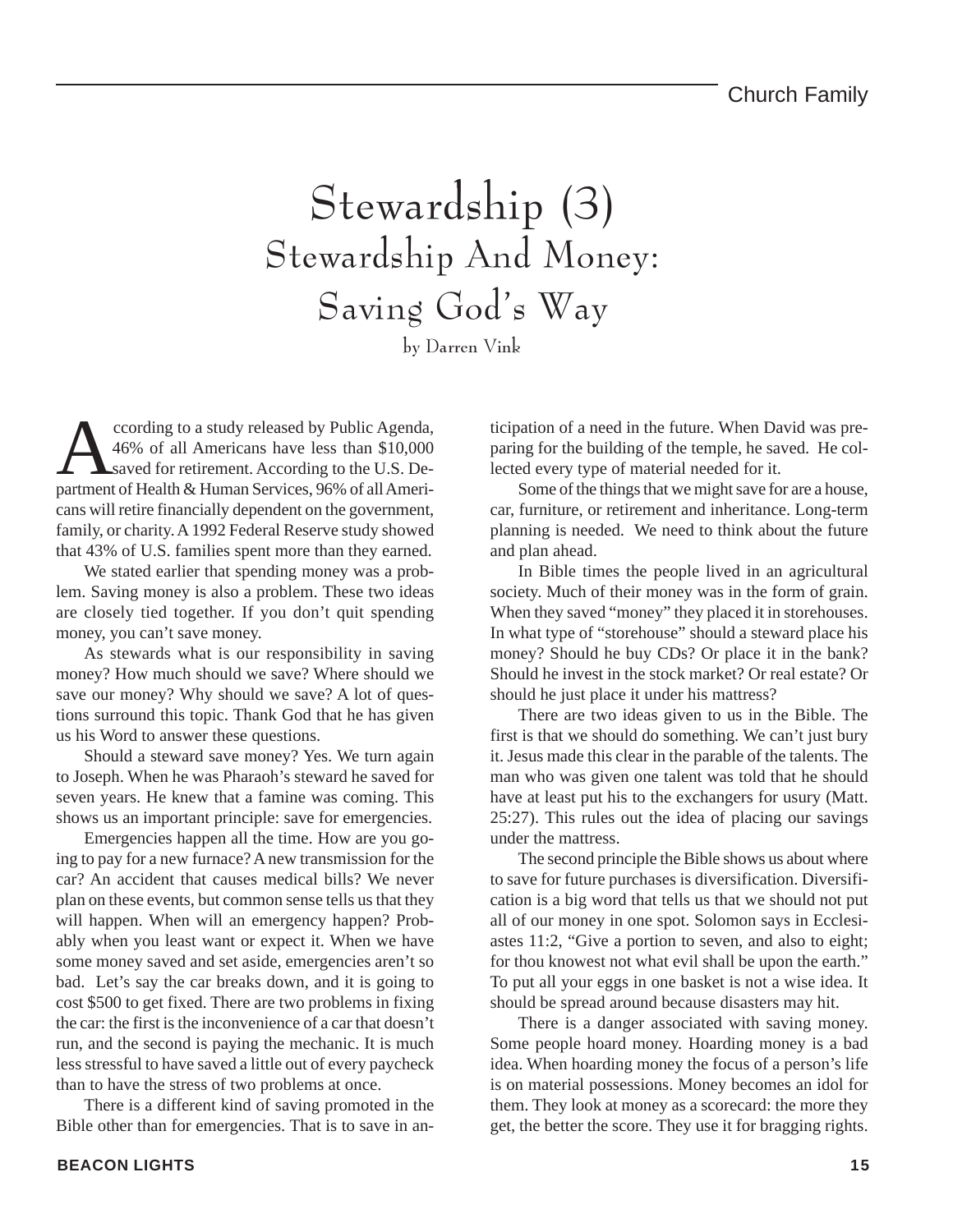# Stewardship (3)
## Stewardship And Money: Saving God's Way

by Darren Vink

According to a study released by Public Agenda, 46% of all Americans have less than $10,000 saved for retirement. According to the U.S. Department of Health & Human Services, 96% of all Americans will retire financially dependent on the government, family, or charity. A 1992 Federal Reserve study showed that 43% of U.S. families spent more than they earned.

We stated earlier that spending money was a problem. Saving money is also a problem. These two ideas are closely tied together. If you don't quit spending money, you can't save money.

As stewards what is our responsibility in saving money? How much should we save? Where should we save our money? Why should we save? A lot of questions surround this topic. Thank God that he has given us his Word to answer these questions.

Should a steward save money? Yes. We turn again to Joseph. When he was Pharaoh's steward he saved for seven years. He knew that a famine was coming. This shows us an important principle: save for emergencies.

Emergencies happen all the time. How are you going to pay for a new furnace? A new transmission for the car? An accident that causes medical bills? We never plan on these events, but common sense tells us that they will happen. When will an emergency happen? Probably when you least want or expect it. When we have some money saved and set aside, emergencies aren't so bad. Let's say the car breaks down, and it is going to cost $500 to get fixed. There are two problems in fixing the car: the first is the inconvenience of a car that doesn't run, and the second is paying the mechanic. It is much less stressful to have saved a little out of every paycheck than to have the stress of two problems at once.

There is a different kind of saving promoted in the Bible other than for emergencies. That is to save in anticipation of a need in the future. When David was preparing for the building of the temple, he saved. He collected every type of material needed for it.

Some of the things that we might save for are a house, car, furniture, or retirement and inheritance. Long-term planning is needed. We need to think about the future and plan ahead.

In Bible times the people lived in an agricultural society. Much of their money was in the form of grain. When they saved "money" they placed it in storehouses. In what type of "storehouse" should a steward place his money? Should he buy CDs? Or place it in the bank? Should he invest in the stock market? Or real estate? Or should he just place it under his mattress?

There are two ideas given to us in the Bible. The first is that we should do something. We can't just bury it. Jesus made this clear in the parable of the talents. The man who was given one talent was told that he should have at least put his to the exchangers for usury (Matt. 25:27). This rules out the idea of placing our savings under the mattress.

The second principle the Bible shows us about where to save for future purchases is diversification. Diversification is a big word that tells us that we should not put all of our money in one spot. Solomon says in Ecclesiastes 11:2, "Give a portion to seven, and also to eight; for thou knowest not what evil shall be upon the earth." To put all your eggs in one basket is not a wise idea. It should be spread around because disasters may hit.

There is a danger associated with saving money. Some people hoard money. Hoarding money is a bad idea. When hoarding money the focus of a person's life is on material possessions. Money becomes an idol for them. They look at money as a scorecard: the more they get, the better the score. They use it for bragging rights.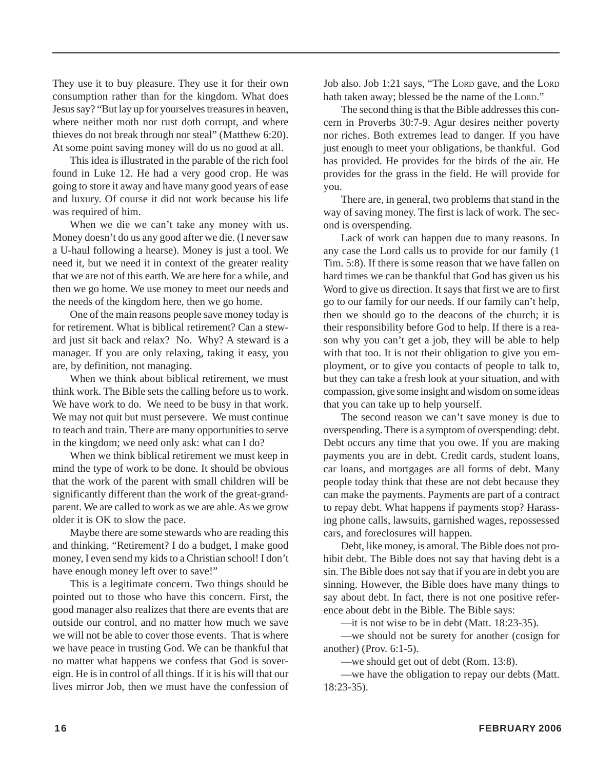They use it to buy pleasure. They use it for their own consumption rather than for the kingdom. What does Jesus say? "But lay up for yourselves treasures in heaven, where neither moth nor rust doth corrupt, and where thieves do not break through nor steal" (Matthew 6:20). At some point saving money will do us no good at all.

This idea is illustrated in the parable of the rich fool found in Luke 12. He had a very good crop. He was going to store it away and have many good years of ease and luxury. Of course it did not work because his life was required of him.

When we die we can't take any money with us. Money doesn't do us any good after we die. (I never saw a U-haul following a hearse). Money is just a tool. We need it, but we need it in context of the greater reality that we are not of this earth. We are here for a while, and then we go home. We use money to meet our needs and the needs of the kingdom here, then we go home.

One of the main reasons people save money today is for retirement. What is biblical retirement? Can a steward just sit back and relax? No. Why? A steward is a manager. If you are only relaxing, taking it easy, you are, by definition, not managing.

When we think about biblical retirement, we must think work. The Bible sets the calling before us to work. We have work to do. We need to be busy in that work. We may not quit but must persevere. We must continue to teach and train. There are many opportunities to serve in the kingdom; we need only ask: what can I do?

When we think biblical retirement we must keep in mind the type of work to be done. It should be obvious that the work of the parent with small children will be significantly different than the work of the great-grandparent. We are called to work as we are able. As we grow older it is OK to slow the pace.

Maybe there are some stewards who are reading this and thinking, "Retirement? I do a budget, I make good money, I even send my kids to a Christian school! I don't have enough money left over to save!"

This is a legitimate concern. Two things should be pointed out to those who have this concern. First, the good manager also realizes that there are events that are outside our control, and no matter how much we save we will not be able to cover those events. That is where we have peace in trusting God. We can be thankful that no matter what happens we confess that God is sovereign. He is in control of all things. If it is his will that our lives mirror Job, then we must have the confession of Job also. Job 1:21 says, "The LORD gave, and the LORD hath taken away; blessed be the name of the LORD."

The second thing is that the Bible addresses this concern in Proverbs 30:7-9. Agur desires neither poverty nor riches. Both extremes lead to danger. If you have just enough to meet your obligations, be thankful. God has provided. He provides for the birds of the air. He provides for the grass in the field. He will provide for you.

There are, in general, two problems that stand in the way of saving money. The first is lack of work. The second is overspending.

Lack of work can happen due to many reasons. In any case the Lord calls us to provide for our family (1 Tim. 5:8). If there is some reason that we have fallen on hard times we can be thankful that God has given us his Word to give us direction. It says that first we are to first go to our family for our needs. If our family can't help, then we should go to the deacons of the church; it is their responsibility before God to help. If there is a reason why you can't get a job, they will be able to help with that too. It is not their obligation to give you employment, or to give you contacts of people to talk to, but they can take a fresh look at your situation, and with compassion, give some insight and wisdom on some ideas that you can take up to help yourself.

The second reason we can't save money is due to overspending. There is a symptom of overspending: debt. Debt occurs any time that you owe. If you are making payments you are in debt. Credit cards, student loans, car loans, and mortgages are all forms of debt. Many people today think that these are not debt because they can make the payments. Payments are part of a contract to repay debt. What happens if payments stop? Harassing phone calls, lawsuits, garnished wages, repossessed cars, and foreclosures will happen.

Debt, like money, is amoral. The Bible does not prohibit debt. The Bible does not say that having debt is a sin. The Bible does not say that if you are in debt you are sinning. However, the Bible does have many things to say about debt. In fact, there is not one positive reference about debt in the Bible. The Bible says:

—it is not wise to be in debt (Matt. 18:23-35).

—we should not be surety for another (cosign for another) (Prov. 6:1-5).

—we should get out of debt (Rom. 13:8).

—we have the obligation to repay our debts (Matt. 18:23-35).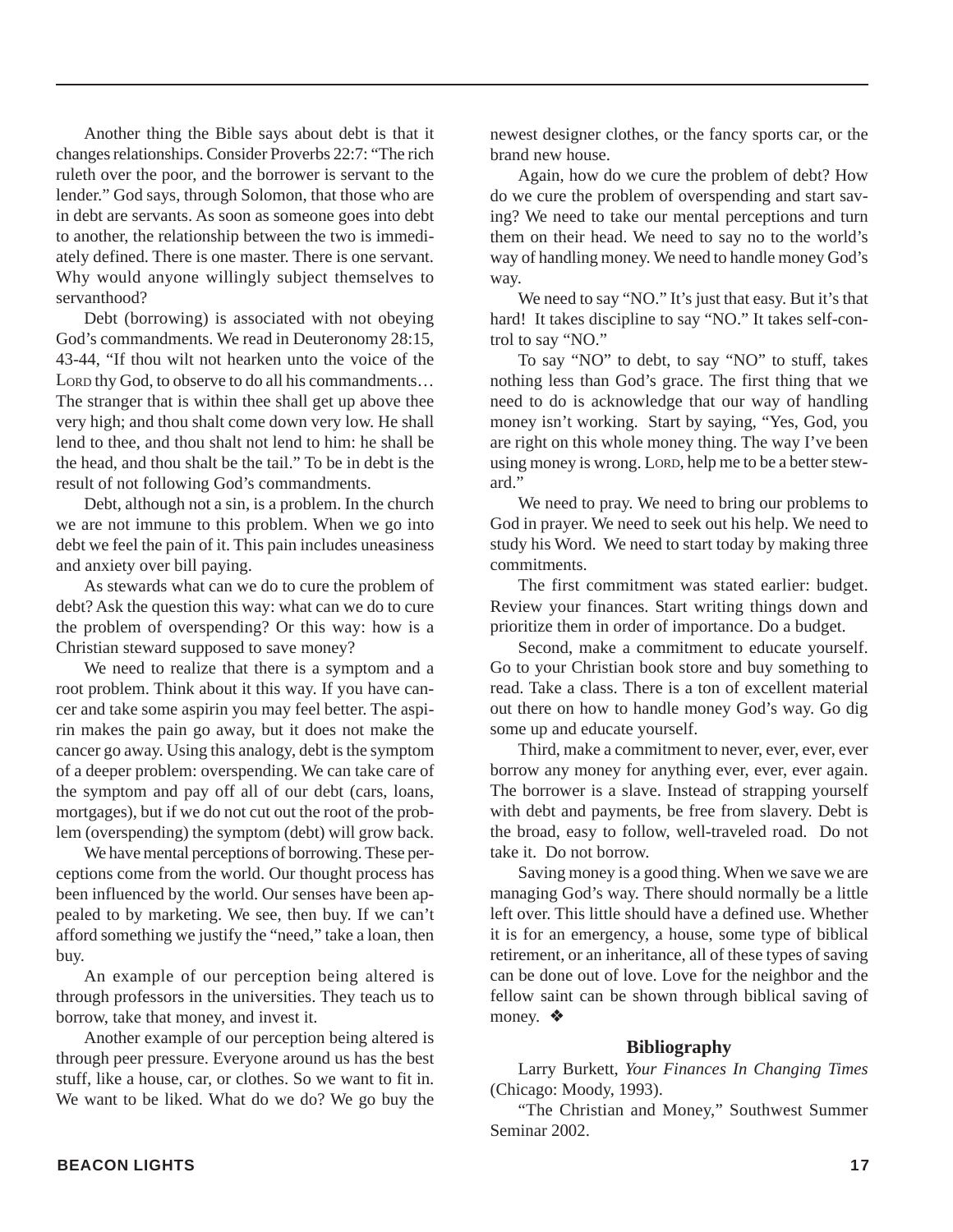Another thing the Bible says about debt is that it changes relationships. Consider Proverbs 22:7: "The rich ruleth over the poor, and the borrower is servant to the lender." God says, through Solomon, that those who are in debt are servants. As soon as someone goes into debt to another, the relationship between the two is immediately defined. There is one master. There is one servant. Why would anyone willingly subject themselves to servanthood?

Debt (borrowing) is associated with not obeying God's commandments. We read in Deuteronomy 28:15, 43-44, "If thou wilt not hearken unto the voice of the LORD thy God, to observe to do all his commandments… The stranger that is within thee shall get up above thee very high; and thou shalt come down very low. He shall lend to thee, and thou shalt not lend to him: he shall be the head, and thou shalt be the tail." To be in debt is the result of not following God's commandments.

Debt, although not a sin, is a problem. In the church we are not immune to this problem. When we go into debt we feel the pain of it. This pain includes uneasiness and anxiety over bill paying.

As stewards what can we do to cure the problem of debt? Ask the question this way: what can we do to cure the problem of overspending? Or this way: how is a Christian steward supposed to save money?

We need to realize that there is a symptom and a root problem. Think about it this way. If you have cancer and take some aspirin you may feel better. The aspirin makes the pain go away, but it does not make the cancer go away. Using this analogy, debt is the symptom of a deeper problem: overspending. We can take care of the symptom and pay off all of our debt (cars, loans, mortgages), but if we do not cut out the root of the problem (overspending) the symptom (debt) will grow back.

We have mental perceptions of borrowing. These perceptions come from the world. Our thought process has been influenced by the world. Our senses have been appealed to by marketing. We see, then buy. If we can't afford something we justify the "need," take a loan, then buy.

An example of our perception being altered is through professors in the universities. They teach us to borrow, take that money, and invest it.

Another example of our perception being altered is through peer pressure. Everyone around us has the best stuff, like a house, car, or clothes. So we want to fit in. We want to be liked. What do we do? We go buy the newest designer clothes, or the fancy sports car, or the brand new house.

Again, how do we cure the problem of debt? How do we cure the problem of overspending and start saving? We need to take our mental perceptions and turn them on their head. We need to say no to the world's way of handling money. We need to handle money God's way.

We need to say "NO." It's just that easy. But it's that hard! It takes discipline to say "NO." It takes self-control to say "NO."

To say "NO" to debt, to say "NO" to stuff, takes nothing less than God's grace. The first thing that we need to do is acknowledge that our way of handling money isn't working. Start by saying, "Yes, God, you are right on this whole money thing. The way I've been using money is wrong. LORD, help me to be a better steward."

We need to pray. We need to bring our problems to God in prayer. We need to seek out his help. We need to study his Word. We need to start today by making three commitments.

The first commitment was stated earlier: budget. Review your finances. Start writing things down and prioritize them in order of importance. Do a budget.

Second, make a commitment to educate yourself. Go to your Christian book store and buy something to read. Take a class. There is a ton of excellent material out there on how to handle money God's way. Go dig some up and educate yourself.

Third, make a commitment to never, ever, ever, ever borrow any money for anything ever, ever, ever again. The borrower is a slave. Instead of strapping yourself with debt and payments, be free from slavery. Debt is the broad, easy to follow, well-traveled road. Do not take it. Do not borrow.

Saving money is a good thing. When we save we are managing God's way. There should normally be a little left over. This little should have a defined use. Whether it is for an emergency, a house, some type of biblical retirement, or an inheritance, all of these types of saving can be done out of love. Love for the neighbor and the fellow saint can be shown through biblical saving of money. ❖

### Bibliography

Larry Burkett, *Your Finances In Changing Times* (Chicago: Moody, 1993).

"The Christian and Money," Southwest Summer Seminar 2002.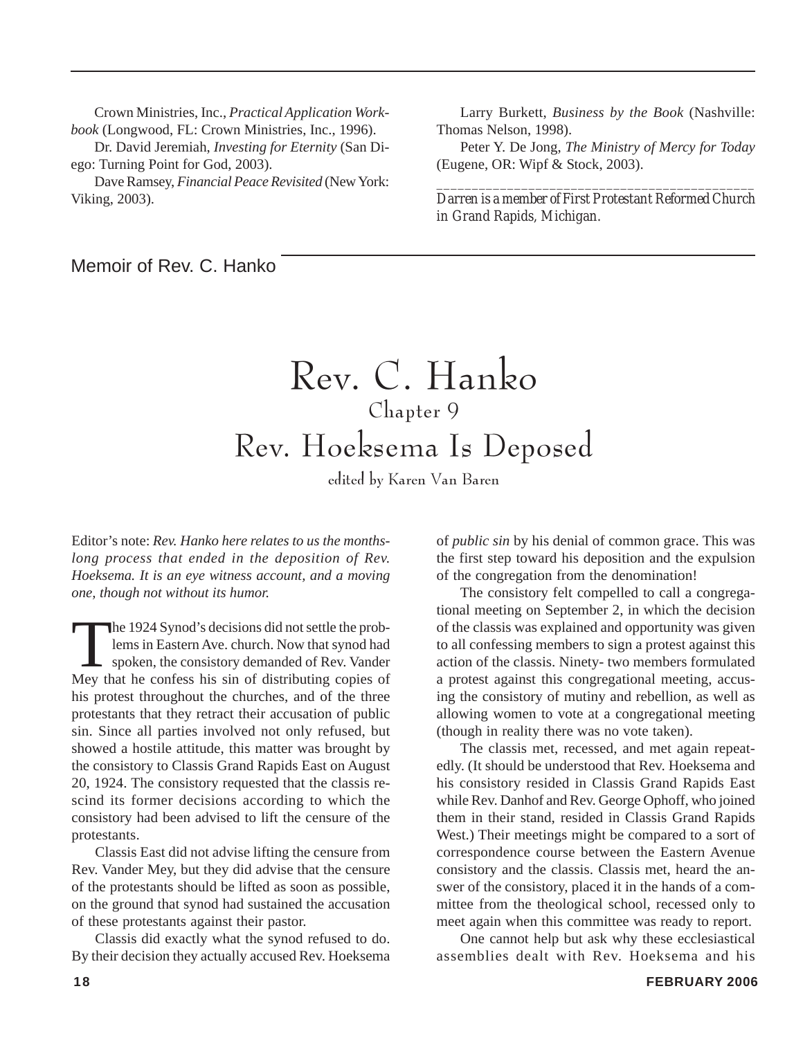Crown Ministries, Inc., *Practical Application Workbook* (Longwood, FL: Crown Ministries, Inc., 1996).

Dr. David Jeremiah, *Investing for Eternity* (San Diego: Turning Point for God, 2003).

Dave Ramsey, *Financial Peace Revisited* (New York: Viking, 2003).

Larry Burkett, *Business by the Book* (Nashville: Thomas Nelson, 1998).

Peter Y. De Jong, *The Ministry of Mercy for Today* (Eugene, OR: Wipf & Stock, 2003).

*Darren is a member of First Protestant Reformed Church in Grand Rapids, Michigan.*

Memoir of Rev. C. Hanko

# Rev. C. Hanko

## Chapter 9

## Rev. Hoeksema Is Deposed

edited by Karen Van Baren

Editor's note: *Rev. Hanko here relates to us the months-long process that ended in the deposition of Rev. Hoeksema. It is an eye witness account, and a moving one, though not without its humor.*

The 1924 Synod's decisions did not settle the problems in Eastern Ave. church. Now that synod had spoken, the consistory demanded of Rev. Vander Mey that he confess his sin of distributing copies of his protest throughout the churches, and of the three protestants that they retract their accusation of public sin. Since all parties involved not only refused, but showed a hostile attitude, this matter was brought by the consistory to Classis Grand Rapids East on August 20, 1924. The consistory requested that the classis rescind its former decisions according to which the consistory had been advised to lift the censure of the protestants.

Classis East did not advise lifting the censure from Rev. Vander Mey, but they did advise that the censure of the protestants should be lifted as soon as possible, on the ground that synod had sustained the accusation of these protestants against their pastor.

Classis did exactly what the synod refused to do. By their decision they actually accused Rev. Hoeksema of *public sin* by his denial of common grace. This was the first step toward his deposition and the expulsion of the congregation from the denomination!

The consistory felt compelled to call a congregational meeting on September 2, in which the decision of the classis was explained and opportunity was given to all confessing members to sign a protest against this action of the classis. Ninety- two members formulated a protest against this congregational meeting, accusing the consistory of mutiny and rebellion, as well as allowing women to vote at a congregational meeting (though in reality there was no vote taken).

The classis met, recessed, and met again repeatedly. (It should be understood that Rev. Hoeksema and his consistory resided in Classis Grand Rapids East while Rev. Danhof and Rev. George Ophoff, who joined them in their stand, resided in Classis Grand Rapids West.) Their meetings might be compared to a sort of correspondence course between the Eastern Avenue consistory and the classis. Classis met, heard the answer of the consistory, placed it in the hands of a committee from the theological school, recessed only to meet again when this committee was ready to report.

One cannot help but ask why these ecclesiastical assemblies dealt with Rev. Hoeksema and his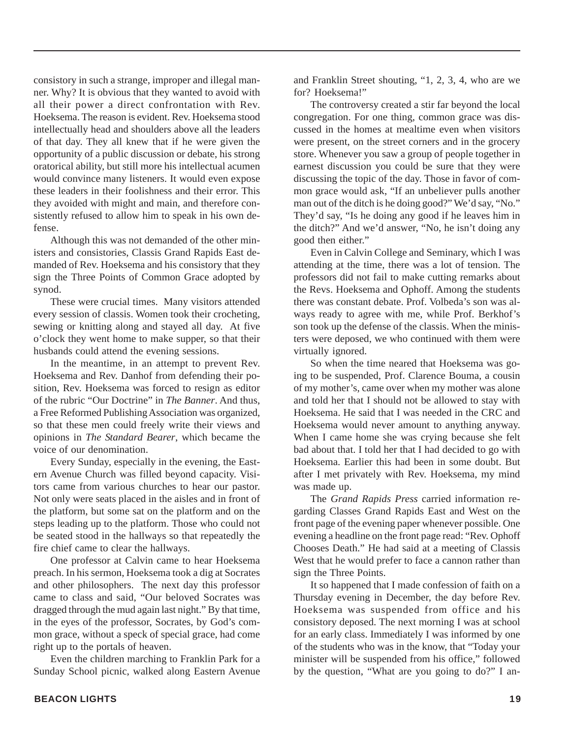consistory in such a strange, improper and illegal manner. Why? It is obvious that they wanted to avoid with all their power a direct confrontation with Rev. Hoeksema. The reason is evident. Rev. Hoeksema stood intellectually head and shoulders above all the leaders of that day. They all knew that if he were given the opportunity of a public discussion or debate, his strong oratorical ability, but still more his intellectual acumen would convince many listeners. It would even expose these leaders in their foolishness and their error. This they avoided with might and main, and therefore consistently refused to allow him to speak in his own defense.

Although this was not demanded of the other ministers and consistories, Classis Grand Rapids East demanded of Rev. Hoeksema and his consistory that they sign the Three Points of Common Grace adopted by synod.

These were crucial times. Many visitors attended every session of classis. Women took their crocheting, sewing or knitting along and stayed all day. At five o'clock they went home to make supper, so that their husbands could attend the evening sessions.

In the meantime, in an attempt to prevent Rev. Hoeksema and Rev. Danhof from defending their position, Rev. Hoeksema was forced to resign as editor of the rubric "Our Doctrine" in *The Banner*. And thus, a Free Reformed Publishing Association was organized, so that these men could freely write their views and opinions in *The Standard Bearer*, which became the voice of our denomination.

Every Sunday, especially in the evening, the Eastern Avenue Church was filled beyond capacity. Visitors came from various churches to hear our pastor. Not only were seats placed in the aisles and in front of the platform, but some sat on the platform and on the steps leading up to the platform. Those who could not be seated stood in the hallways so that repeatedly the fire chief came to clear the hallways.

One professor at Calvin came to hear Hoeksema preach. In his sermon, Hoeksema took a dig at Socrates and other philosophers. The next day this professor came to class and said, "Our beloved Socrates was dragged through the mud again last night." By that time, in the eyes of the professor, Socrates, by God's common grace, without a speck of special grace, had come right up to the portals of heaven.

Even the children marching to Franklin Park for a Sunday School picnic, walked along Eastern Avenue and Franklin Street shouting, "1, 2, 3, 4, who are we for? Hoeksema!"

The controversy created a stir far beyond the local congregation. For one thing, common grace was discussed in the homes at mealtime even when visitors were present, on the street corners and in the grocery store. Whenever you saw a group of people together in earnest discussion you could be sure that they were discussing the topic of the day. Those in favor of common grace would ask, "If an unbeliever pulls another man out of the ditch is he doing good?" We'd say, "No." They'd say, "Is he doing any good if he leaves him in the ditch?" And we'd answer, "No, he isn't doing any good then either."

Even in Calvin College and Seminary, which I was attending at the time, there was a lot of tension. The professors did not fail to make cutting remarks about the Revs. Hoeksema and Ophoff. Among the students there was constant debate. Prof. Volbeda's son was always ready to agree with me, while Prof. Berkhof's son took up the defense of the classis. When the ministers were deposed, we who continued with them were virtually ignored.

So when the time neared that Hoeksema was going to be suspended, Prof. Clarence Bouma, a cousin of my mother's, came over when my mother was alone and told her that I should not be allowed to stay with Hoeksema. He said that I was needed in the CRC and Hoeksema would never amount to anything anyway. When I came home she was crying because she felt bad about that. I told her that I had decided to go with Hoeksema. Earlier this had been in some doubt. But after I met privately with Rev. Hoeksema, my mind was made up.

The *Grand Rapids Press* carried information regarding Classes Grand Rapids East and West on the front page of the evening paper whenever possible. One evening a headline on the front page read: "Rev. Ophoff Chooses Death." He had said at a meeting of Classis West that he would prefer to face a cannon rather than sign the Three Points.

It so happened that I made confession of faith on a Thursday evening in December, the day before Rev. Hoeksema was suspended from office and his consistory deposed. The next morning I was at school for an early class. Immediately I was informed by one of the students who was in the know, that "Today your minister will be suspended from his office," followed by the question, "What are you going to do?" I an-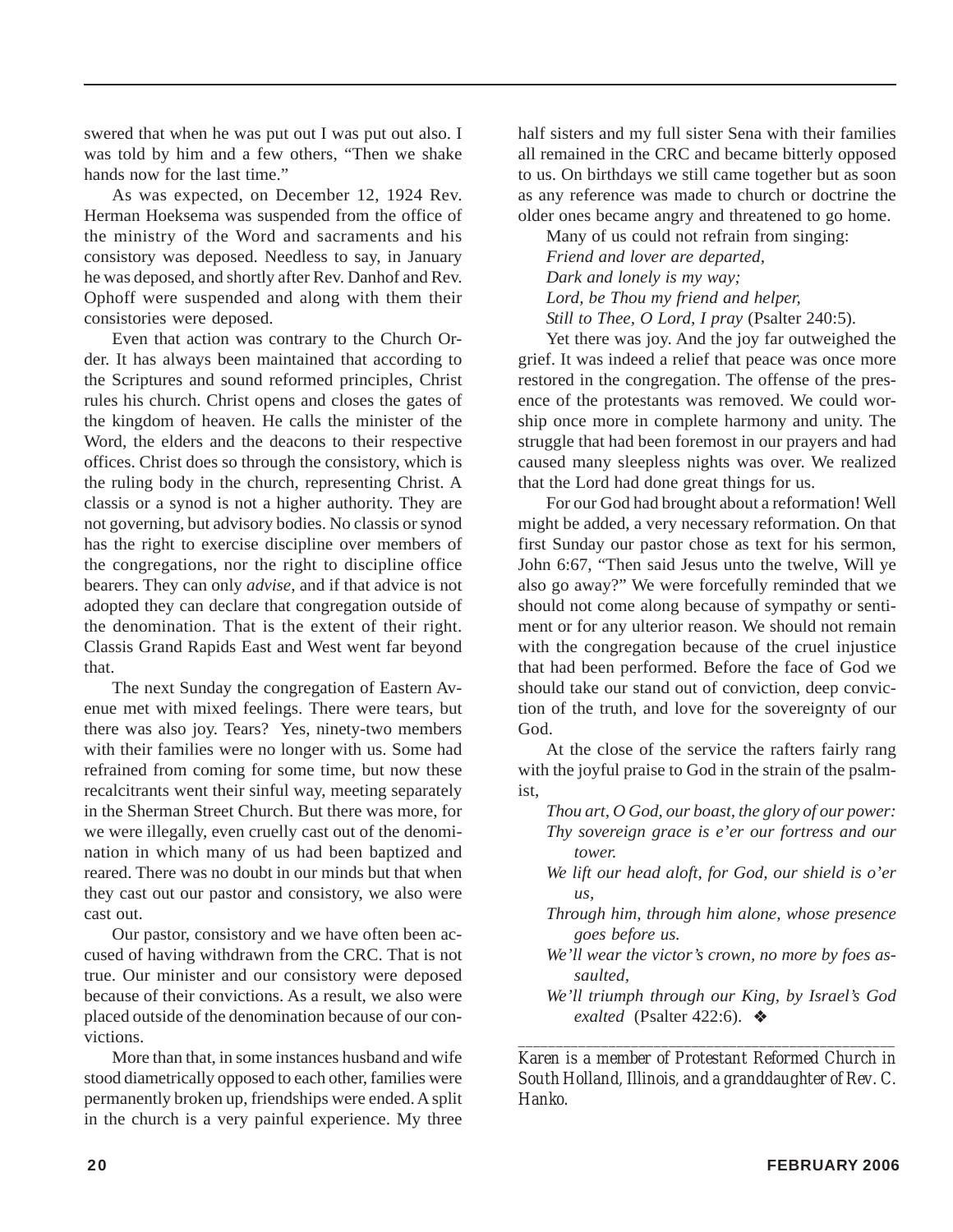swered that when he was put out I was put out also. I was told by him and a few others, "Then we shake hands now for the last time."

As was expected, on December 12, 1924 Rev. Herman Hoeksema was suspended from the office of the ministry of the Word and sacraments and his consistory was deposed. Needless to say, in January he was deposed, and shortly after Rev. Danhof and Rev. Ophoff were suspended and along with them their consistories were deposed.

Even that action was contrary to the Church Order. It has always been maintained that according to the Scriptures and sound reformed principles, Christ rules his church. Christ opens and closes the gates of the kingdom of heaven. He calls the minister of the Word, the elders and the deacons to their respective offices. Christ does so through the consistory, which is the ruling body in the church, representing Christ. A classis or a synod is not a higher authority. They are not governing, but advisory bodies. No classis or synod has the right to exercise discipline over members of the congregations, nor the right to discipline office bearers. They can only *advise,* and if that advice is not adopted they can declare that congregation outside of the denomination. That is the extent of their right. Classis Grand Rapids East and West went far beyond that.

The next Sunday the congregation of Eastern Avenue met with mixed feelings. There were tears, but there was also joy. Tears? Yes, ninety-two members with their families were no longer with us. Some had refrained from coming for some time, but now these recalcitrants went their sinful way, meeting separately in the Sherman Street Church. But there was more, for we were illegally, even cruelly cast out of the denomination in which many of us had been baptized and reared. There was no doubt in our minds but that when they cast out our pastor and consistory, we also were cast out.

Our pastor, consistory and we have often been accused of having withdrawn from the CRC. That is not true. Our minister and our consistory were deposed because of their convictions. As a result, we also were placed outside of the denomination because of our convictions.

More than that, in some instances husband and wife stood diametrically opposed to each other, families were permanently broken up, friendships were ended. A split in the church is a very painful experience. My three half sisters and my full sister Sena with their families all remained in the CRC and became bitterly opposed to us. On birthdays we still came together but as soon as any reference was made to church or doctrine the older ones became angry and threatened to go home.

Many of us could not refrain from singing:

*Friend and lover are departed,*
*Dark and lonely is my way;*
*Lord, be Thou my friend and helper,*
*Still to Thee, O Lord, I pray* (Psalter 240:5).

Yet there was joy. And the joy far outweighed the grief. It was indeed a relief that peace was once more restored in the congregation. The offense of the presence of the protestants was removed. We could worship once more in complete harmony and unity. The struggle that had been foremost in our prayers and had caused many sleepless nights was over. We realized that the Lord had done great things for us.

For our God had brought about a reformation! Well might be added, a very necessary reformation. On that first Sunday our pastor chose as text for his sermon, John 6:67, "Then said Jesus unto the twelve, Will ye also go away?" We were forcefully reminded that we should not come along because of sympathy or sentiment or for any ulterior reason. We should not remain with the congregation because of the cruel injustice that had been performed. Before the face of God we should take our stand out of conviction, deep conviction of the truth, and love for the sovereignty of our God.

At the close of the service the rafters fairly rang with the joyful praise to God in the strain of the psalmist,

*Thou art, O God, our boast, the glory of our power:*
*Thy sovereign grace is e'er our fortress and our tower.*
*We lift our head aloft, for God, our shield is o'er us,*
*Through him, through him alone, whose presence goes before us.*
*We'll wear the victor's crown, no more by foes assaulted,*
*We'll triumph through our King, by Israel's God exalted* (Psalter 422:6). ❖

---

*Karen is a member of Protestant Reformed Church in South Holland, Illinois, and a granddaughter of Rev. C. Hanko.*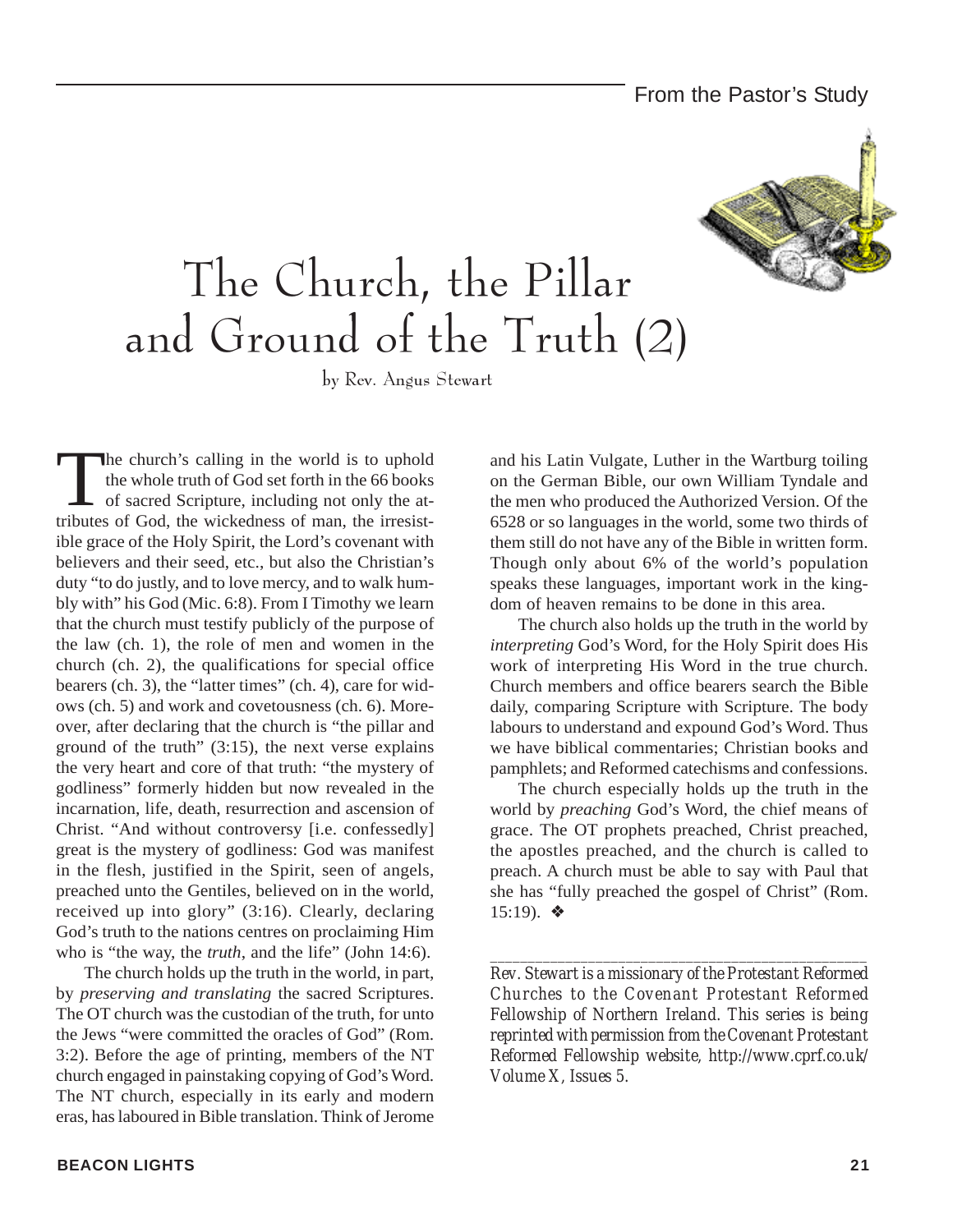# The Church, the Pillar and Ground of the Truth (2)

by Rev. Angus Stewart

The church's calling in the world is to uphold the whole truth of God set forth in the 66 books of sacred Scripture, including not only the attributes of God, the wickedness of man, the irresistible grace of the Holy Spirit, the Lord's covenant with believers and their seed, etc., but also the Christian's duty "to do justly, and to love mercy, and to walk humbly with" his God (Mic. 6:8). From I Timothy we learn that the church must testify publicly of the purpose of the law (ch. 1), the role of men and women in the church (ch. 2), the qualifications for special office bearers (ch. 3), the "latter times" (ch. 4), care for widows (ch. 5) and work and covetousness (ch. 6). Moreover, after declaring that the church is "the pillar and ground of the truth" (3:15), the next verse explains the very heart and core of that truth: "the mystery of godliness" formerly hidden but now revealed in the incarnation, life, death, resurrection and ascension of Christ. "And without controversy [i.e. confessedly] great is the mystery of godliness: God was manifest in the flesh, justified in the Spirit, seen of angels, preached unto the Gentiles, believed on in the world, received up into glory" (3:16). Clearly, declaring God's truth to the nations centres on proclaiming Him who is "the way, the *truth*, and the life" (John 14:6).

The church holds up the truth in the world, in part, by *preserving and translating* the sacred Scriptures. The OT church was the custodian of the truth, for unto the Jews "were committed the oracles of God" (Rom. 3:2). Before the age of printing, members of the NT church engaged in painstaking copying of God's Word. The NT church, especially in its early and modern eras, has laboured in Bible translation. Think of Jerome and his Latin Vulgate, Luther in the Wartburg toiling on the German Bible, our own William Tyndale and the men who produced the Authorized Version. Of the 6528 or so languages in the world, some two thirds of them still do not have any of the Bible in written form. Though only about 6% of the world's population speaks these languages, important work in the kingdom of heaven remains to be done in this area.

The church also holds up the truth in the world by *interpreting* God's Word, for the Holy Spirit does His work of interpreting His Word in the true church. Church members and office bearers search the Bible daily, comparing Scripture with Scripture. The body labours to understand and expound God's Word. Thus we have biblical commentaries; Christian books and pamphlets; and Reformed catechisms and confessions.

The church especially holds up the truth in the world by *preaching* God's Word, the chief means of grace. The OT prophets preached, Christ preached, the apostles preached, and the church is called to preach. A church must be able to say with Paul that she has "fully preached the gospel of Christ" (Rom. 15:19). ❖

---

*Rev. Stewart is a missionary of the Protestant Reformed Churches to the Covenant Protestant Reformed Fellowship of Northern Ireland. This series is being reprinted with permission from the Covenant Protestant Reformed Fellowship website, http://www.cprf.co.uk/ Volume X, Issues 5.*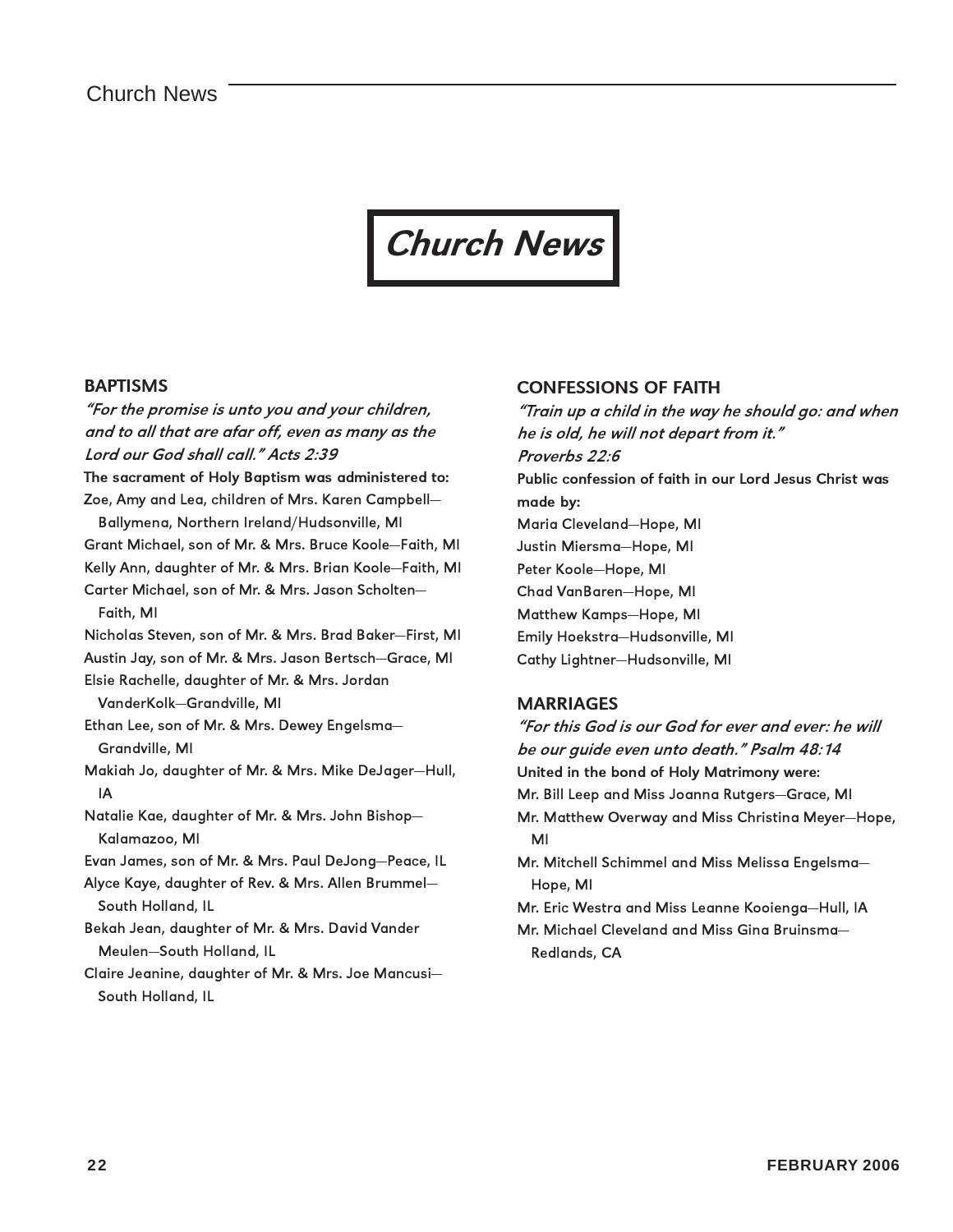# Church News

## BAPTISMS

***"For the promise is unto you and your children, and to all that are afar off, even as many as the Lord our God shall call." Acts 2:39***

**The sacrament of Holy Baptism was administered to:**

Zoe, Amy and Lea, children of Mrs. Karen Campbell—Ballymena, Northern Ireland/Hudsonville, MI

Grant Michael, son of Mr. & Mrs. Bruce Koole—Faith, MI

Kelly Ann, daughter of Mr. & Mrs. Brian Koole—Faith, MI

Carter Michael, son of Mr. & Mrs. Jason Scholten—Faith, MI

Nicholas Steven, son of Mr. & Mrs. Brad Baker—First, MI

Austin Jay, son of Mr. & Mrs. Jason Bertsch—Grace, MI

Elsie Rachelle, daughter of Mr. & Mrs. Jordan VanderKolk—Grandville, MI

Ethan Lee, son of Mr. & Mrs. Dewey Engelsma—Grandville, MI

Makiah Jo, daughter of Mr. & Mrs. Mike DeJager—Hull, IA

Natalie Kae, daughter of Mr. & Mrs. John Bishop—Kalamazoo, MI

Evan James, son of Mr. & Mrs. Paul DeJong—Peace, IL

Alyce Kaye, daughter of Rev. & Mrs. Allen Brummel—South Holland, IL

Bekah Jean, daughter of Mr. & Mrs. David Vander Meulen—South Holland, IL

Claire Jeanine, daughter of Mr. & Mrs. Joe Mancusi—South Holland, IL

## CONFESSIONS OF FAITH

***"Train up a child in the way he should go: and when he is old, he will not depart from it." Proverbs 22:6***

**Public confession of faith in our Lord Jesus Christ was made by:**

Maria Cleveland—Hope, MI

Justin Miersma—Hope, MI

Peter Koole—Hope, MI

Chad VanBaren—Hope, MI

Matthew Kamps—Hope, MI

Emily Hoekstra—Hudsonville, MI

Cathy Lightner—Hudsonville, MI

## MARRIAGES

***"For this God is our God for ever and ever: he will be our guide even unto death." Psalm 48:14***

**United in the bond of Holy Matrimony were:**

Mr. Bill Leep and Miss Joanna Rutgers—Grace, MI

Mr. Matthew Overway and Miss Christina Meyer—Hope, MI

Mr. Mitchell Schimmel and Miss Melissa Engelsma—Hope, MI

Mr. Eric Westra and Miss Leanne Kooienga—Hull, IA

Mr. Michael Cleveland and Miss Gina Bruinsma—Redlands, CA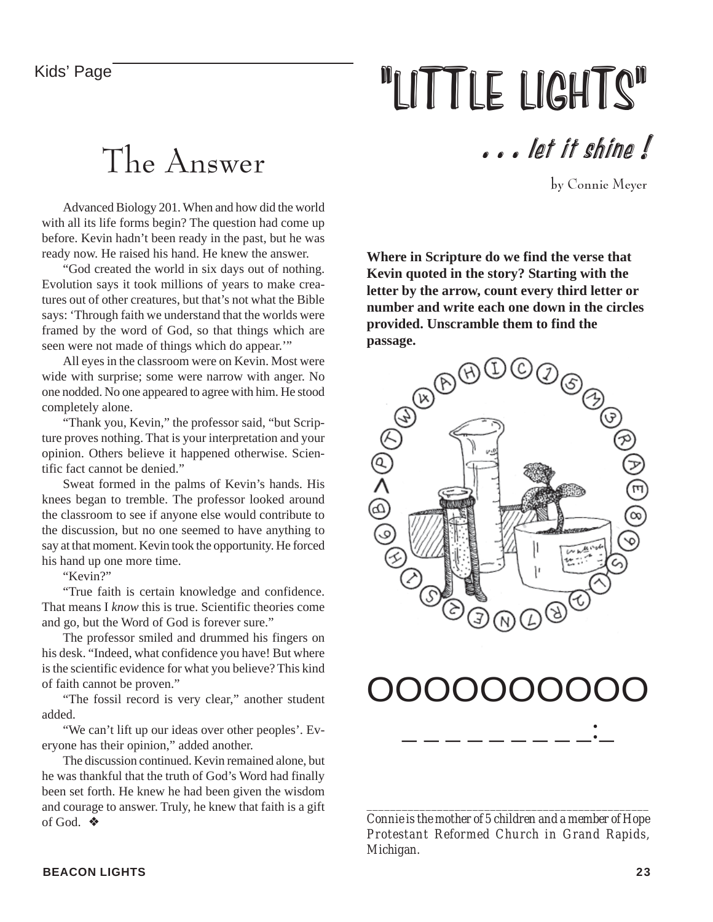Kids' Page

# "LITTLE LIGHTS"

*. . . let it shine !*

by Connie Meyer

## The Answer

Advanced Biology 201. When and how did the world with all its life forms begin? The question had come up before. Kevin hadn't been ready in the past, but he was ready now. He raised his hand. He knew the answer.

"God created the world in six days out of nothing. Evolution says it took millions of years to make creatures out of other creatures, but that's not what the Bible says: 'Through faith we understand that the worlds were framed by the word of God, so that things which are seen were not made of things which do appear.'"

All eyes in the classroom were on Kevin. Most were wide with surprise; some were narrow with anger. No one nodded. No one appeared to agree with him. He stood completely alone.

"Thank you, Kevin," the professor said, "but Scripture proves nothing. That is your interpretation and your opinion. Others believe it happened otherwise. Scientific fact cannot be denied."

Sweat formed in the palms of Kevin's hands. His knees began to tremble. The professor looked around the classroom to see if anyone else would contribute to the discussion, but no one seemed to have anything to say at that moment. Kevin took the opportunity. He forced his hand up one more time.

"Kevin?"

"True faith is certain knowledge and confidence. That means I *know* this is true. Scientific theories come and go, but the Word of God is forever sure."

The professor smiled and drummed his fingers on his desk. "Indeed, what confidence you have! But where is the scientific evidence for what you believe? This kind of faith cannot be proven."

"The fossil record is very clear," another student added.

"We can't lift up our ideas over other peoples'. Everyone has their opinion," added another.

The discussion continued. Kevin remained alone, but he was thankful that the truth of God's Word had finally been set forth. He knew he had been given the wisdom and courage to answer. Truly, he knew that faith is a gift of God. ❖

**Where in Scripture do we find the verse that Kevin quoted in the story? Starting with the letter by the arrow, count every third letter or number and write each one down in the circles provided. Unscramble them to find the passage.**

P T W 4 A H I C 1 5 M 3 R A E 8 9 S L 2 R L N E 2 S 1 H 9 B

O O O O O O O O O O

_ _ _ _ _ _ _ _ _:_

*Connie is the mother of 5 children and a member of Hope Protestant Reformed Church in Grand Rapids, Michigan.*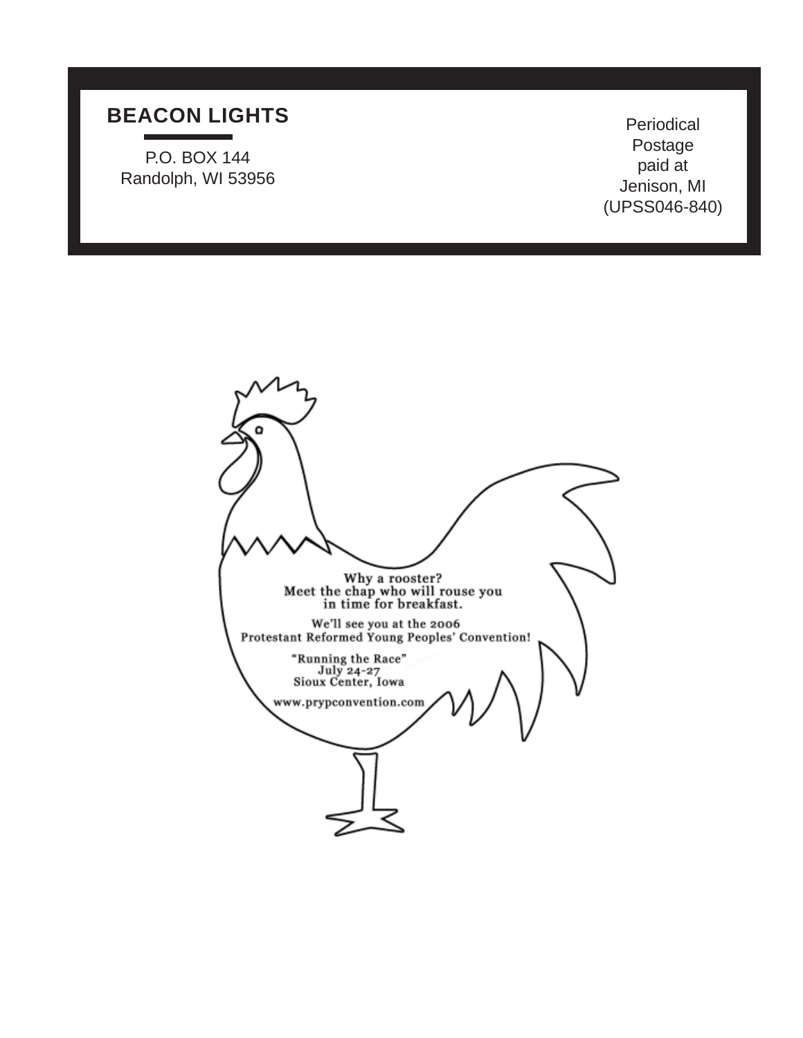**BEACON LIGHTS**

P.O. BOX 144
Randolph, WI 53956

Periodical
Postage
paid at
Jenison, MI
(UPSS046-840)

Why a rooster?
Meet the chap who will rouse you
in time for breakfast.

We'll see you at the 2006
Protestant Reformed Young Peoples' Convention!

"Running the Race"
July 24-27
Sioux Center, Iowa

www.prypconvention.com